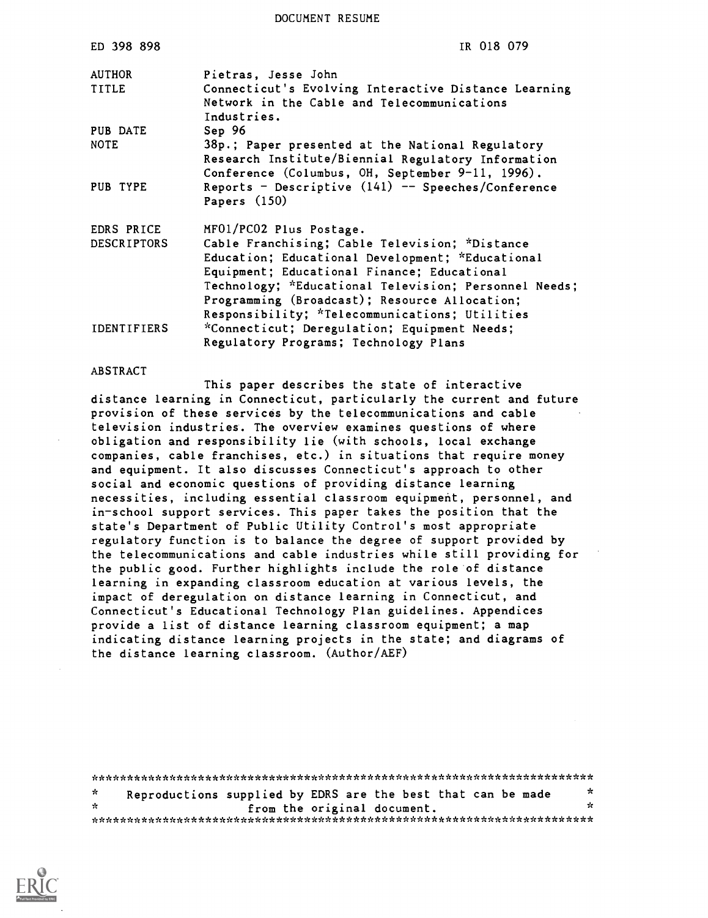DOCUMENT RESUME

| ED 398 898 | IR 018 079 |
|---|---|
| AUTHOR | Pietras, Jesse John |
| TITLE | Connecticut's Evolving Interactive Distance Learning Network in the Cable and Telecommunications Industries. |
| PUB DATE | Sep 96 |
| NOTE | 38p.; Paper presented at the National Regulatory Research Institute/Biennial Regulatory Information Conference (Columbus, OH, September 9-11, 1996). |
| PUB TYPE | Reports - Descriptive (141) -- Speeches/Conference Papers (150) |
| EDRS PRICE | MF01/PC02 Plus Postage. |
| DESCRIPTORS | Cable Franchising; Cable Television; *Distance Education; Educational Development; *Educational Equipment; Educational Finance; Educational Technology; *Educational Television; Personnel Needs; Programming (Broadcast); Resource Allocation; Responsibility; *Telecommunications; Utilities |
| IDENTIFIERS | *Connecticut; Deregulation; Equipment Needs; Regulatory Programs; Technology Plans |

ABSTRACT

This paper describes the state of interactive distance learning in Connecticut, particularly the current and future provision of these services by the telecommunications and cable television industries. The overview examines questions of where obligation and responsibility lie (with schools, local exchange companies, cable franchises, etc.) in situations that require money and equipment. It also discusses Connecticut's approach to other social and economic questions of providing distance learning necessities, including essential classroom equipment, personnel, and in-school support services. This paper takes the position that the state's Department of Public Utility Control's most appropriate regulatory function is to balance the degree of support provided by the telecommunications and cable industries while still providing for the public good. Further highlights include the role of distance learning in expanding classroom education at various levels, the impact of deregulation on distance learning in Connecticut, and Connecticut's Educational Technology Plan guidelines. Appendices provide a list of distance learning classroom equipment; a map indicating distance learning projects in the state; and diagrams of the distance learning classroom. (Author/AEF)

***********************************************************************
* Reproductions supplied by EDRS are the best that can be made *
* from the original document. *
***********************************************************************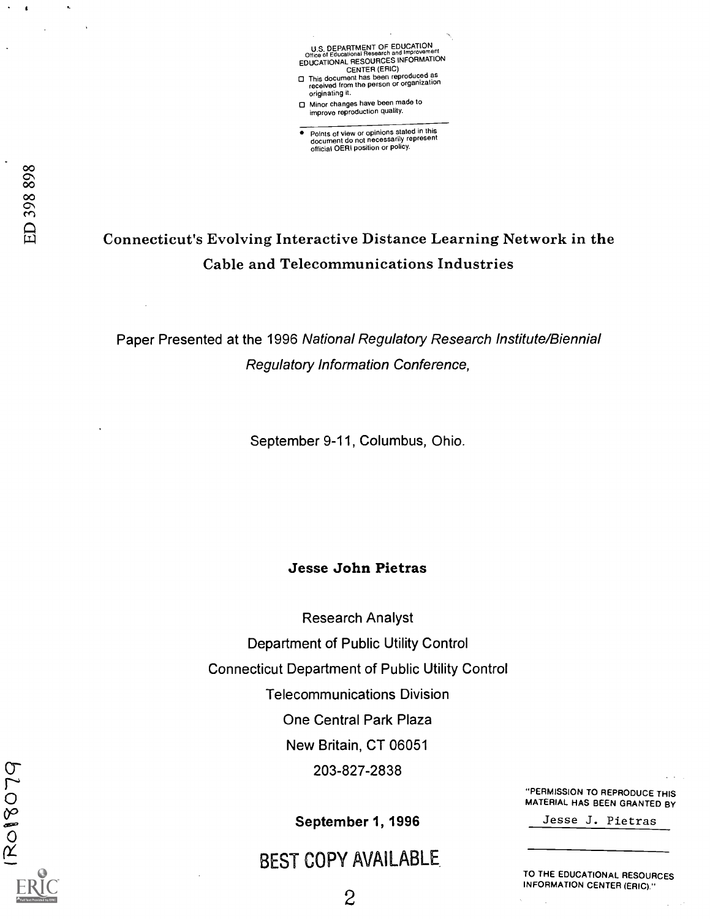U.S. DEPARTMENT OF EDUCATION
Office of Educational Research and Improvement
EDUCATIONAL RESOURCES INFORMATION CENTER (ERIC)

- This document has been reproduced as received from the person or organization originating it.
- Minor changes have been made to improve reproduction quality.

- Points of view or opinions stated in this document do not necessarily represent official OERI position or policy.

ED 398 898

# Connecticut's Evolving Interactive Distance Learning Network in the Cable and Telecommunications Industries

Paper Presented at the 1996 *National Regulatory Research Institute/Biennial Regulatory Information Conference,*

September 9-11, Columbus, Ohio.

**Jesse John Pietras**

Research Analyst
Department of Public Utility Control
Connecticut Department of Public Utility Control
Telecommunications Division
One Central Park Plaza
New Britain, CT 06051
203-827-2838

**September 1, 1996**

"PERMISSION TO REPRODUCE THIS MATERIAL HAS BEEN GRANTED BY

Jesse J. Pietras

TO THE EDUCATIONAL RESOURCES INFORMATION CENTER (ERIC)."

BEST COPY AVAILABLE

IR018079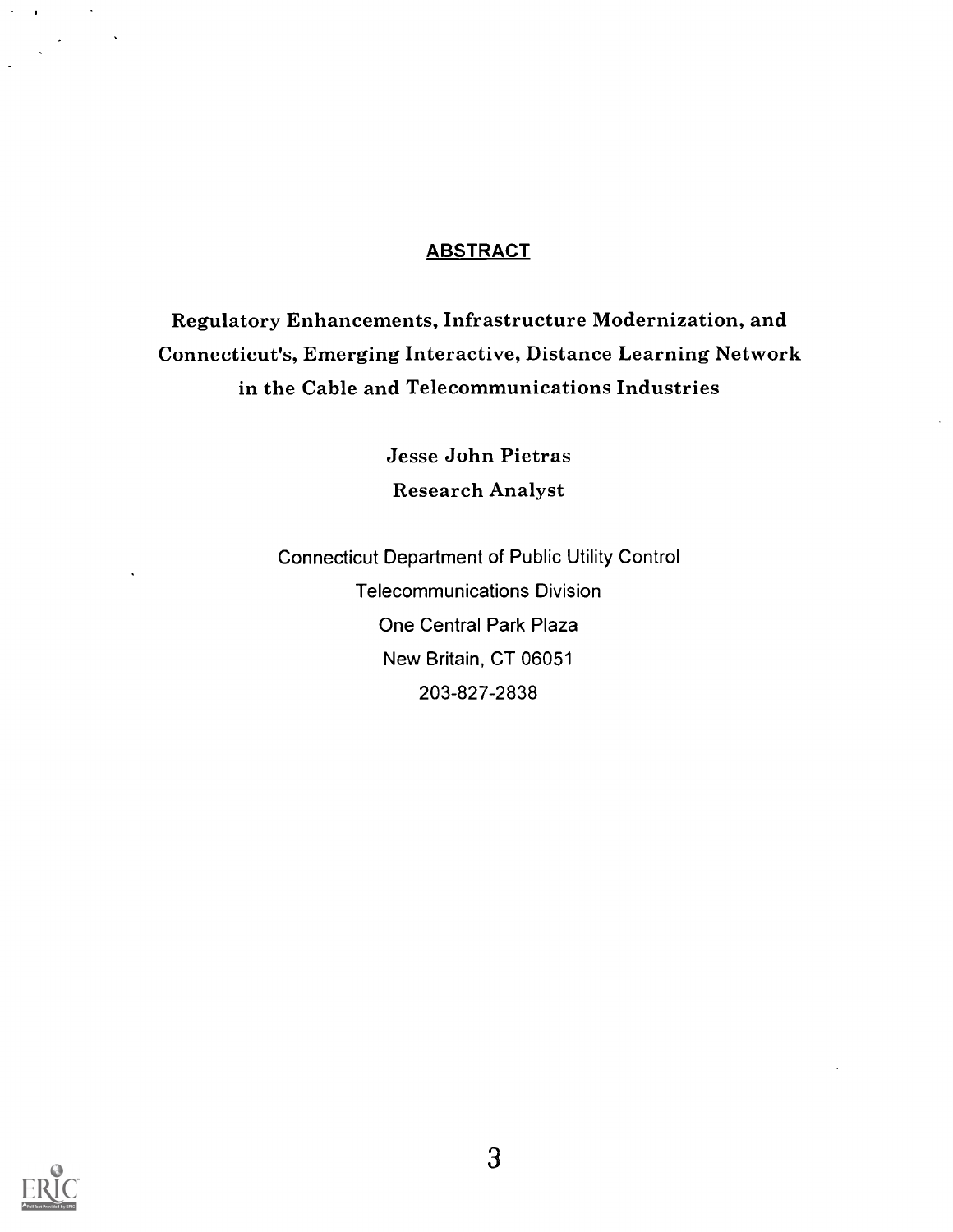## ABSTRACT

**Regulatory Enhancements, Infrastructure Modernization, and Connecticut's, Emerging Interactive, Distance Learning Network in the Cable and Telecommunications Industries**

**Jesse John Pietras**
**Research Analyst**

Connecticut Department of Public Utility Control
Telecommunications Division
One Central Park Plaza
New Britain, CT 06051
203-827-2838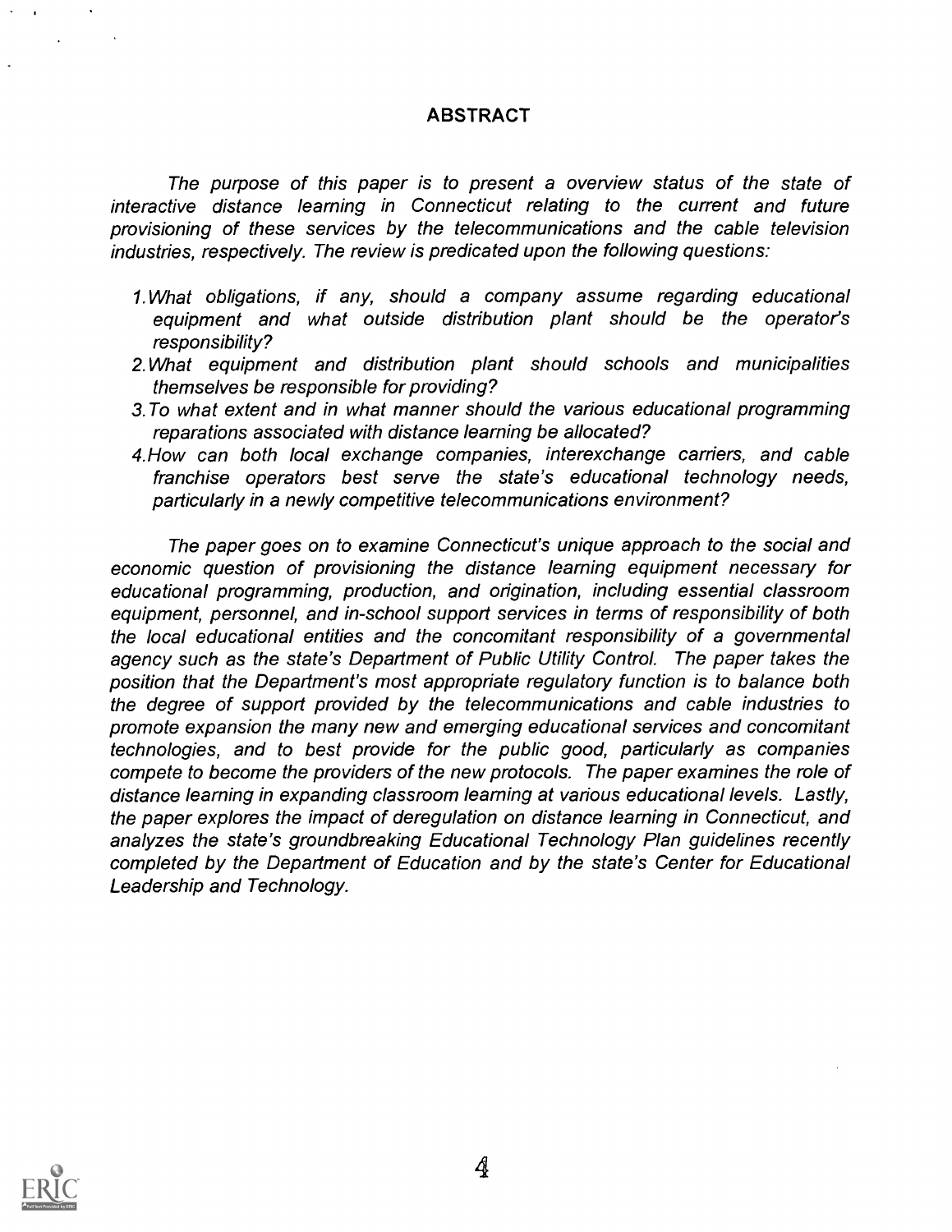## ABSTRACT

*The purpose of this paper is to present a overview status of the state of interactive distance learning in Connecticut relating to the current and future provisioning of these services by the telecommunications and the cable television industries, respectively. The review is predicated upon the following questions:*

1. *What obligations, if any, should a company assume regarding educational equipment and what outside distribution plant should be the operator's responsibility?*
2. *What equipment and distribution plant should schools and municipalities themselves be responsible for providing?*
3. *To what extent and in what manner should the various educational programming reparations associated with distance learning be allocated?*
4. *How can both local exchange companies, interexchange carriers, and cable franchise operators best serve the state's educational technology needs, particularly in a newly competitive telecommunications environment?*

*The paper goes on to examine Connecticut's unique approach to the social and economic question of provisioning the distance learning equipment necessary for educational programming, production, and origination, including essential classroom equipment, personnel, and in-school support services in terms of responsibility of both the local educational entities and the concomitant responsibility of a governmental agency such as the state's Department of Public Utility Control. The paper takes the position that the Department's most appropriate regulatory function is to balance both the degree of support provided by the telecommunications and cable industries to promote expansion the many new and emerging educational services and concomitant technologies, and to best provide for the public good, particularly as companies compete to become the providers of the new protocols. The paper examines the role of distance learning in expanding classroom learning at various educational levels. Lastly, the paper explores the impact of deregulation on distance learning in Connecticut, and analyzes the state's groundbreaking Educational Technology Plan guidelines recently completed by the Department of Education and by the state's Center for Educational Leadership and Technology.*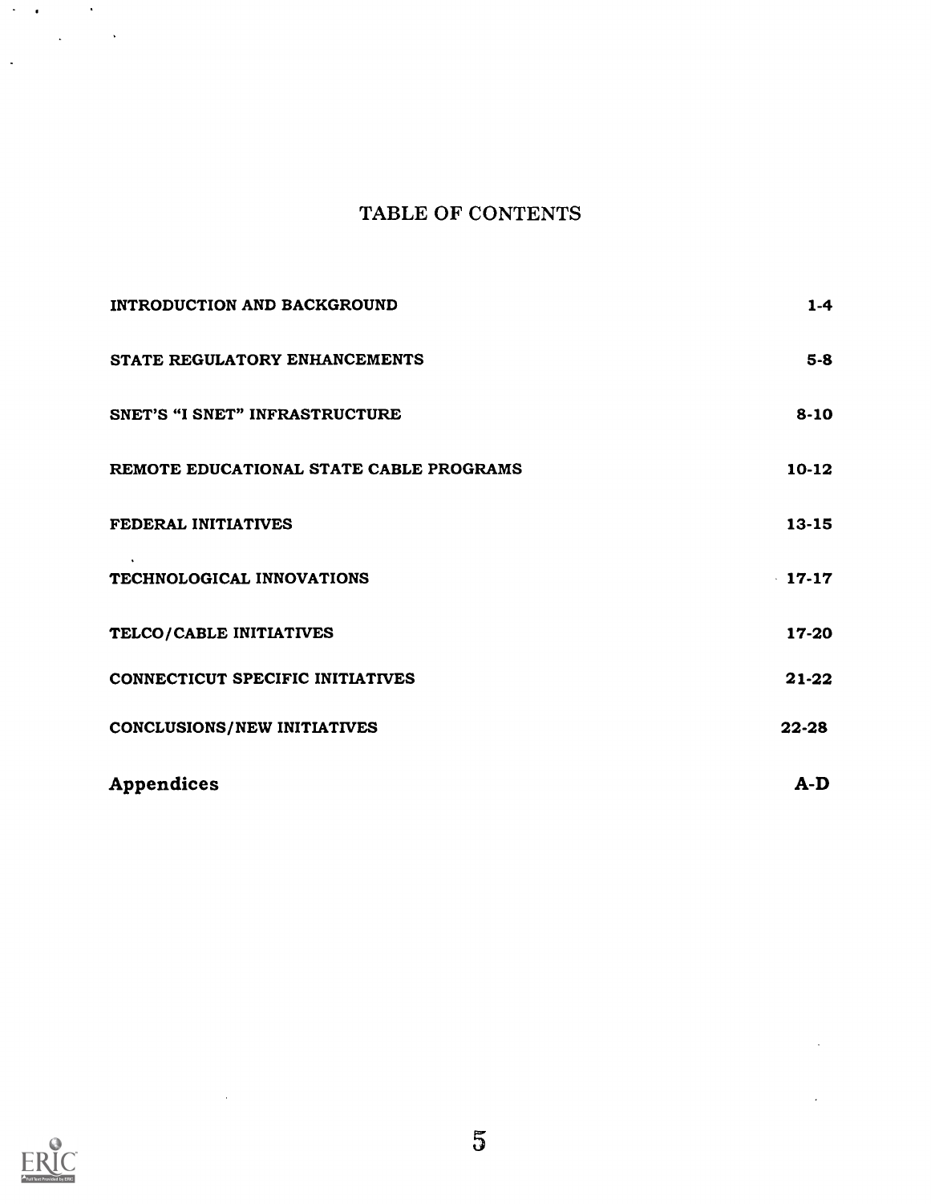# TABLE OF CONTENTS

| | |
|---|---|
| INTRODUCTION AND BACKGROUND | 1-4 |
| STATE REGULATORY ENHANCEMENTS | 5-8 |
| SNET'S "I SNET" INFRASTRUCTURE | 8-10 |
| REMOTE EDUCATIONAL STATE CABLE PROGRAMS | 10-12 |
| FEDERAL INITIATIVES | 13-15 |
| TECHNOLOGICAL INNOVATIONS | 17-17 |
| TELCO/CABLE INITIATIVES | 17-20 |
| CONNECTICUT SPECIFIC INITIATIVES | 21-22 |
| CONCLUSIONS/NEW INITIATIVES | 22-28 |
| **Appendices** | **A-D** |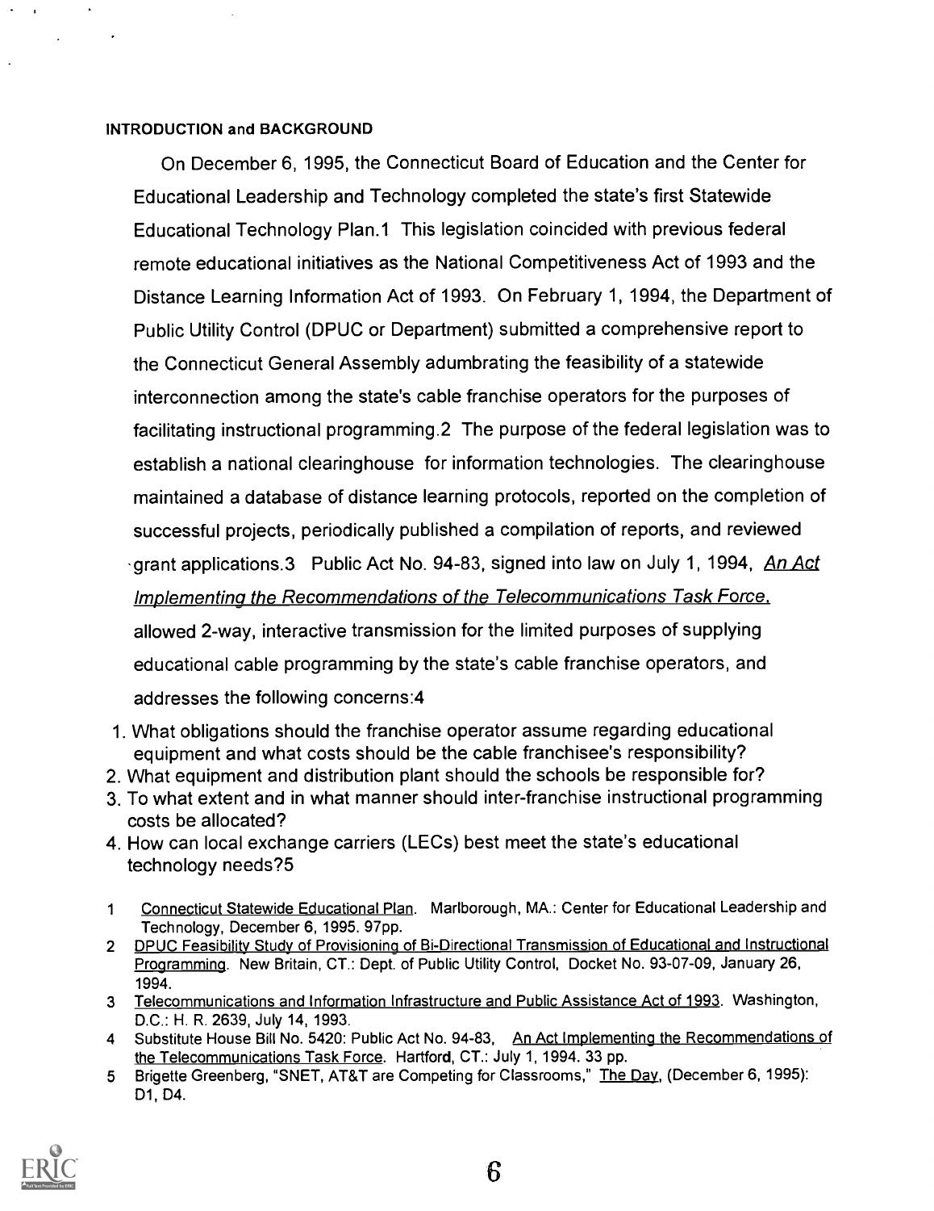#### INTRODUCTION and BACKGROUND

On December 6, 1995, the Connecticut Board of Education and the Center for Educational Leadership and Technology completed the state's first Statewide Educational Technology Plan.1 This legislation coincided with previous federal remote educational initiatives as the National Competitiveness Act of 1993 and the Distance Learning Information Act of 1993. On February 1, 1994, the Department of Public Utility Control (DPUC or Department) submitted a comprehensive report to the Connecticut General Assembly adumbrating the feasibility of a statewide interconnection among the state's cable franchise operators for the purposes of facilitating instructional programming.2 The purpose of the federal legislation was to establish a national clearinghouse for information technologies. The clearinghouse maintained a database of distance learning protocols, reported on the completion of successful projects, periodically published a compilation of reports, and reviewed grant applications.3 Public Act No. 94-83, signed into law on July 1, 1994, *An Act Implementing the Recommendations of the Telecommunications Task Force*, allowed 2-way, interactive transmission for the limited purposes of supplying educational cable programming by the state's cable franchise operators, and addresses the following concerns:4

1. What obligations should the franchise operator assume regarding educational equipment and what costs should be the cable franchisee's responsibility?
2. What equipment and distribution plant should the schools be responsible for?
3. To what extent and in what manner should inter-franchise instructional programming costs be allocated?
4. How can local exchange carriers (LECs) best meet the state's educational technology needs?5

1 Connecticut Statewide Educational Plan. Marlborough, MA.: Center for Educational Leadership and Technology, December 6, 1995. 97pp.

2 DPUC Feasibility Study of Provisioning of Bi-Directional Transmission of Educational and Instructional Programming. New Britain, CT.: Dept. of Public Utility Control, Docket No. 93-07-09, January 26, 1994.

3 Telecommunications and Information Infrastructure and Public Assistance Act of 1993. Washington, D.C.: H. R. 2639, July 14, 1993.

4 Substitute House Bill No. 5420: Public Act No. 94-83, An Act Implementing the Recommendations of the Telecommunications Task Force. Hartford, CT.: July 1, 1994. 33 pp.

5 Brigette Greenberg, "SNET, AT&T are Competing for Classrooms," The Day, (December 6, 1995): D1, D4.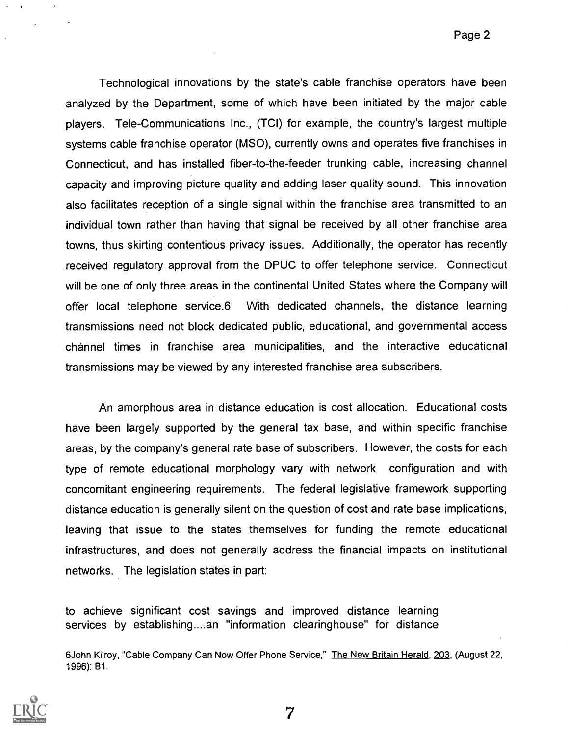Technological innovations by the state's cable franchise operators have been analyzed by the Department, some of which have been initiated by the major cable players. Tele-Communications Inc., (TCI) for example, the country's largest multiple systems cable franchise operator (MSO), currently owns and operates five franchises in Connecticut, and has installed fiber-to-the-feeder trunking cable, increasing channel capacity and improving picture quality and adding laser quality sound. This innovation also facilitates reception of a single signal within the franchise area transmitted to an individual town rather than having that signal be received by all other franchise area towns, thus skirting contentious privacy issues. Additionally, the operator has recently received regulatory approval from the DPUC to offer telephone service. Connecticut will be one of only three areas in the continental United States where the Company will offer local telephone service.[6] With dedicated channels, the distance learning transmissions need not block dedicated public, educational, and governmental access channel times in franchise area municipalities, and the interactive educational transmissions may be viewed by any interested franchise area subscribers.

An amorphous area in distance education is cost allocation. Educational costs have been largely supported by the general tax base, and within specific franchise areas, by the company's general rate base of subscribers. However, the costs for each type of remote educational morphology vary with network configuration and with concomitant engineering requirements. The federal legislative framework supporting distance education is generally silent on the question of cost and rate base implications, leaving that issue to the states themselves for funding the remote educational infrastructures, and does not generally address the financial impacts on institutional networks. The legislation states in part:

to achieve significant cost savings and improved distance learning services by establishing....an "information clearinghouse" for distance

[6] John Kilroy, "Cable Company Can Now Offer Phone Service," The New Britain Herald, 203, (August 22, 1996): B1.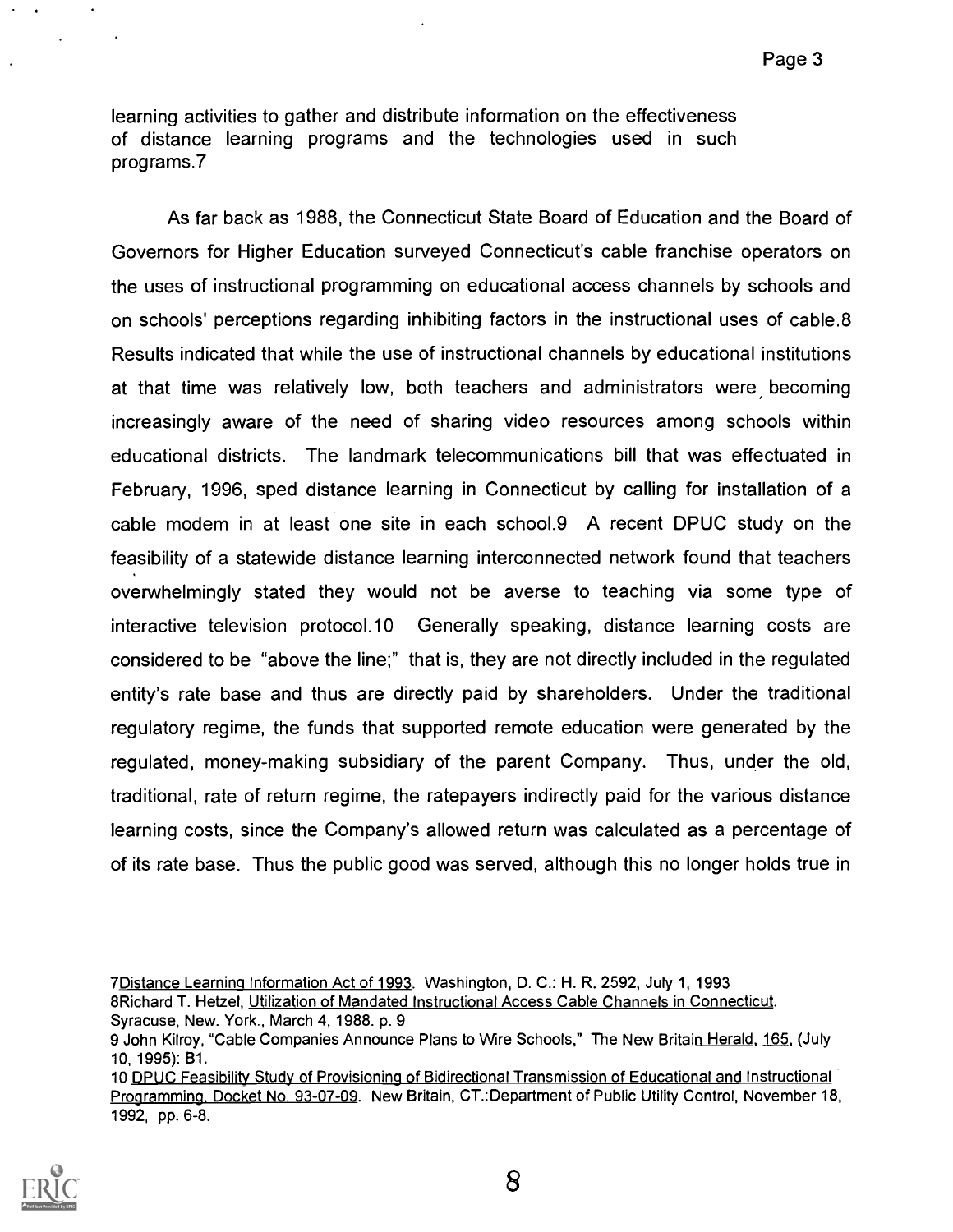learning activities to gather and distribute information on the effectiveness of distance learning programs and the technologies used in such programs.[7]

As far back as 1988, the Connecticut State Board of Education and the Board of Governors for Higher Education surveyed Connecticut's cable franchise operators on the uses of instructional programming on educational access channels by schools and on schools' perceptions regarding inhibiting factors in the instructional uses of cable.[8] Results indicated that while the use of instructional channels by educational institutions at that time was relatively low, both teachers and administrators were becoming increasingly aware of the need of sharing video resources among schools within educational districts. The landmark telecommunications bill that was effectuated in February, 1996, sped distance learning in Connecticut by calling for installation of a cable modem in at least one site in each school.[9] A recent DPUC study on the feasibility of a statewide distance learning interconnected network found that teachers overwhelmingly stated they would not be averse to teaching via some type of interactive television protocol.[10] Generally speaking, distance learning costs are considered to be "above the line;" that is, they are not directly included in the regulated entity's rate base and thus are directly paid by shareholders. Under the traditional regulatory regime, the funds that supported remote education were generated by the regulated, money-making subsidiary of the parent Company. Thus, under the old, traditional, rate of return regime, the ratepayers indirectly paid for the various distance learning costs, since the Company's allowed return was calculated as a percentage of of its rate base. Thus the public good was served, although this no longer holds true in

---

7 Distance Learning Information Act of 1993. Washington, D. C.: H. R. 2592, July 1, 1993

8 Richard T. Hetzel, Utilization of Mandated Instructional Access Cable Channels in Connecticut. Syracuse, New. York., March 4, 1988. p. 9

9 John Kilroy, "Cable Companies Announce Plans to Wire Schools," The New Britain Herald, 165, (July 10, 1995): B1.

10 DPUC Feasibility Study of Provisioning of Bidirectional Transmission of Educational and Instructional Programming, Docket No. 93-07-09. New Britain, CT.:Department of Public Utility Control, November 18, 1992, pp. 6-8.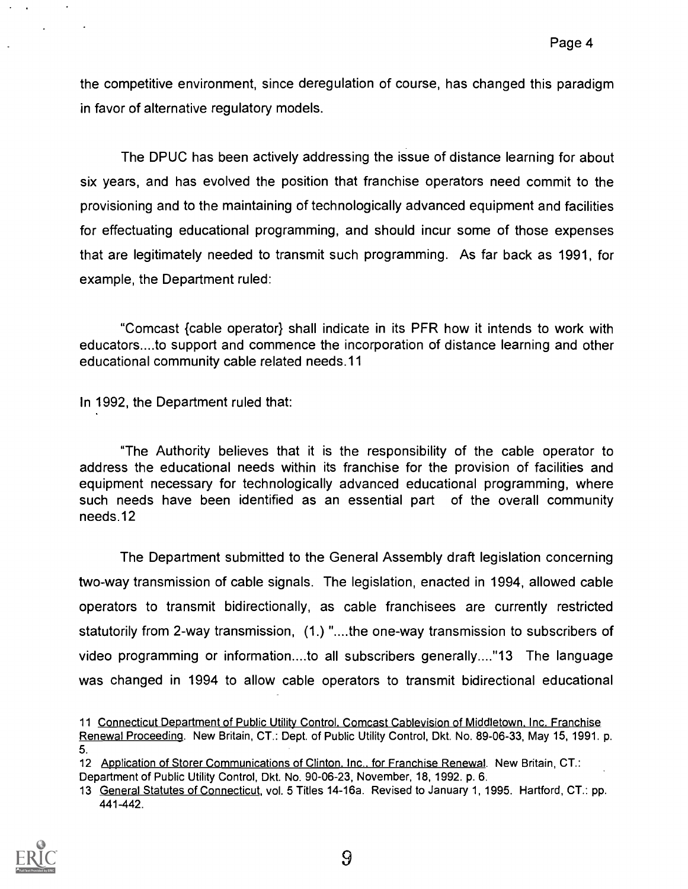the competitive environment, since deregulation of course, has changed this paradigm in favor of alternative regulatory models.

The DPUC has been actively addressing the issue of distance learning for about six years, and has evolved the position that franchise operators need commit to the provisioning and to the maintaining of technologically advanced equipment and facilities for effectuating educational programming, and should incur some of those expenses that are legitimately needed to transmit such programming. As far back as 1991, for example, the Department ruled:

> "Comcast {cable operator} shall indicate in its PFR how it intends to work with educators....to support and commence the incorporation of distance learning and other educational community cable related needs.[11]

In 1992, the Department ruled that:

> "The Authority believes that it is the responsibility of the cable operator to address the educational needs within its franchise for the provision of facilities and equipment necessary for technologically advanced educational programming, where such needs have been identified as an essential part of the overall community needs.[12]

The Department submitted to the General Assembly draft legislation concerning two-way transmission of cable signals. The legislation, enacted in 1994, allowed cable operators to transmit bidirectionally, as cable franchisees are currently restricted statutorily from 2-way transmission, (1.) "....the one-way transmission to subscribers of video programming or information....to all subscribers generally...."[13] The language was changed in 1994 to allow cable operators to transmit bidirectional educational

---

11 Connecticut Department of Public Utility Control, Comcast Cablevision of Middletown, Inc. Franchise Renewal Proceeding. New Britain, CT.: Dept. of Public Utility Control, Dkt. No. 89-06-33, May 15, 1991. p. 5.

12 Application of Storer Communications of Clinton, Inc., for Franchise Renewal. New Britain, CT.: Department of Public Utility Control, Dkt. No. 90-06-23, November, 18, 1992. p. 6.

13 General Statutes of Connecticut, vol. 5 Titles 14-16a. Revised to January 1, 1995. Hartford, CT.: pp. 441-442.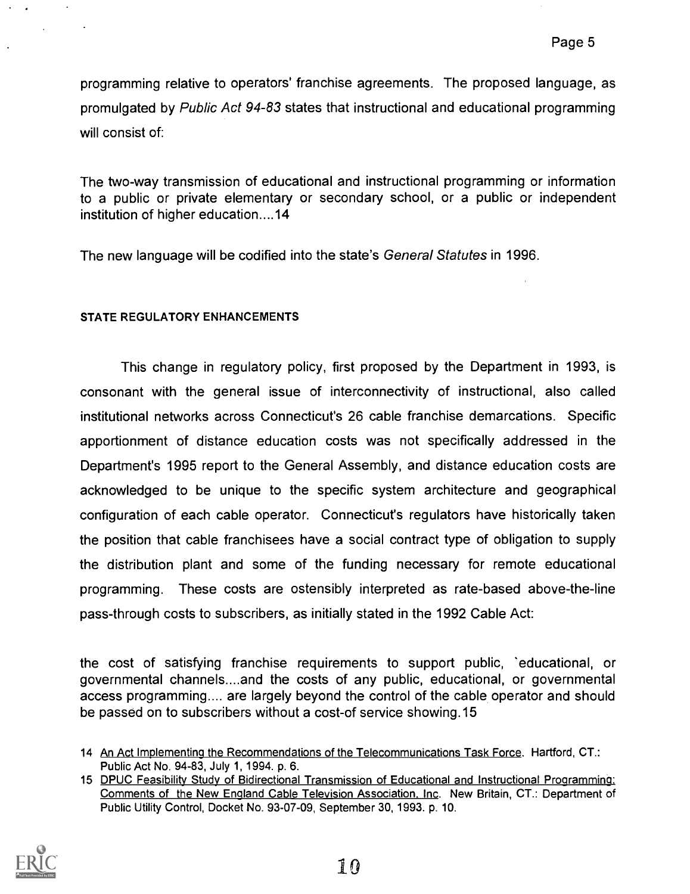programming relative to operators' franchise agreements. The proposed language, as promulgated by *Public Act 94-83* states that instructional and educational programming will consist of:

The two-way transmission of educational and instructional programming or information to a public or private elementary or secondary school, or a public or independent institution of higher education....14

The new language will be codified into the state's *General Statutes* in 1996.

#### STATE REGULATORY ENHANCEMENTS

This change in regulatory policy, first proposed by the Department in 1993, is consonant with the general issue of interconnectivity of instructional, also called institutional networks across Connecticut's 26 cable franchise demarcations. Specific apportionment of distance education costs was not specifically addressed in the Department's 1995 report to the General Assembly, and distance education costs are acknowledged to be unique to the specific system architecture and geographical configuration of each cable operator. Connecticut's regulators have historically taken the position that cable franchisees have a social contract type of obligation to supply the distribution plant and some of the funding necessary for remote educational programming. These costs are ostensibly interpreted as rate-based above-the-line pass-through costs to subscribers, as initially stated in the 1992 Cable Act:

the cost of satisfying franchise requirements to support public, `educational, or governmental channels....and the costs of any public, educational, or governmental access programming.... are largely beyond the control of the cable operator and should be passed on to subscribers without a cost-of service showing.15

14 An Act Implementing the Recommendations of the Telecommunications Task Force. Hartford, CT.: Public Act No. 94-83, July 1, 1994. p. 6.

15 DPUC Feasibility Study of Bidirectional Transmission of Educational and Instructional Programming: Comments of the New England Cable Television Association, Inc. New Britain, CT.: Department of Public Utility Control, Docket No. 93-07-09, September 30, 1993. p. 10.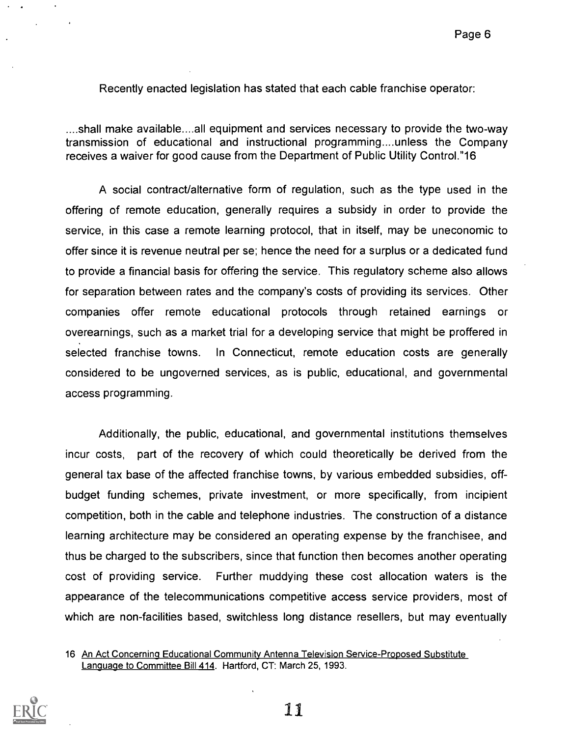Recently enacted legislation has stated that each cable franchise operator:

....shall make available....all equipment and services necessary to provide the two-way transmission of educational and instructional programming....unless the Company receives a waiver for good cause from the Department of Public Utility Control."[16]

A social contract/alternative form of regulation, such as the type used in the offering of remote education, generally requires a subsidy in order to provide the service, in this case a remote learning protocol, that in itself, may be uneconomic to offer since it is revenue neutral per se; hence the need for a surplus or a dedicated fund to provide a financial basis for offering the service. This regulatory scheme also allows for separation between rates and the company's costs of providing its services. Other companies offer remote educational protocols through retained earnings or overearnings, such as a market trial for a developing service that might be proffered in selected franchise towns. In Connecticut, remote education costs are generally considered to be ungoverned services, as is public, educational, and governmental access programming.

Additionally, the public, educational, and governmental institutions themselves incur costs, part of the recovery of which could theoretically be derived from the general tax base of the affected franchise towns, by various embedded subsidies, off-budget funding schemes, private investment, or more specifically, from incipient competition, both in the cable and telephone industries. The construction of a distance learning architecture may be considered an operating expense by the franchisee, and thus be charged to the subscribers, since that function then becomes another operating cost of providing service. Further muddying these cost allocation waters is the appearance of the telecommunications competitive access service providers, most of which are non-facilities based, switchless long distance resellers, but may eventually

16 An Act Concerning Educational Community Antenna Television Service-Proposed Substitute Language to Committee Bill 414. Hartford, CT: March 25, 1993.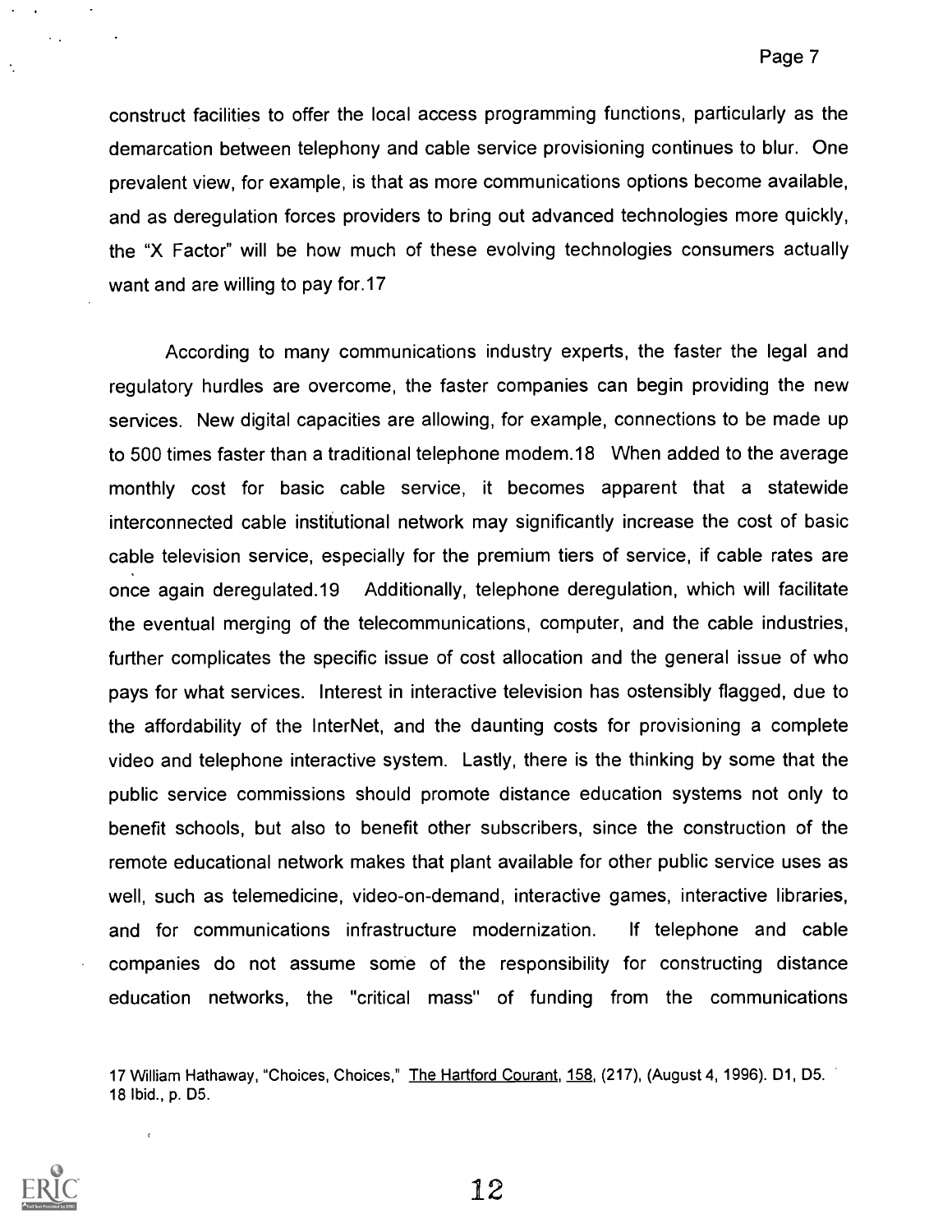construct facilities to offer the local access programming functions, particularly as the demarcation between telephony and cable service provisioning continues to blur. One prevalent view, for example, is that as more communications options become available, and as deregulation forces providers to bring out advanced technologies more quickly, the "X Factor" will be how much of these evolving technologies consumers actually want and are willing to pay for.[17]

According to many communications industry experts, the faster the legal and regulatory hurdles are overcome, the faster companies can begin providing the new services. New digital capacities are allowing, for example, connections to be made up to 500 times faster than a traditional telephone modem.[18] When added to the average monthly cost for basic cable service, it becomes apparent that a statewide interconnected cable institutional network may significantly increase the cost of basic cable television service, especially for the premium tiers of service, if cable rates are once again deregulated.[19] Additionally, telephone deregulation, which will facilitate the eventual merging of the telecommunications, computer, and the cable industries, further complicates the specific issue of cost allocation and the general issue of who pays for what services. Interest in interactive television has ostensibly flagged, due to the affordability of the InterNet, and the daunting costs for provisioning a complete video and telephone interactive system. Lastly, there is the thinking by some that the public service commissions should promote distance education systems not only to benefit schools, but also to benefit other subscribers, since the construction of the remote educational network makes that plant available for other public service uses as well, such as telemedicine, video-on-demand, interactive games, interactive libraries, and for communications infrastructure modernization. If telephone and cable companies do not assume some of the responsibility for constructing distance education networks, the "critical mass" of funding from the communications

17 William Hathaway, "Choices, Choices," The Hartford Courant, 158, (217), (August 4, 1996). D1, D5.
18 Ibid., p. D5.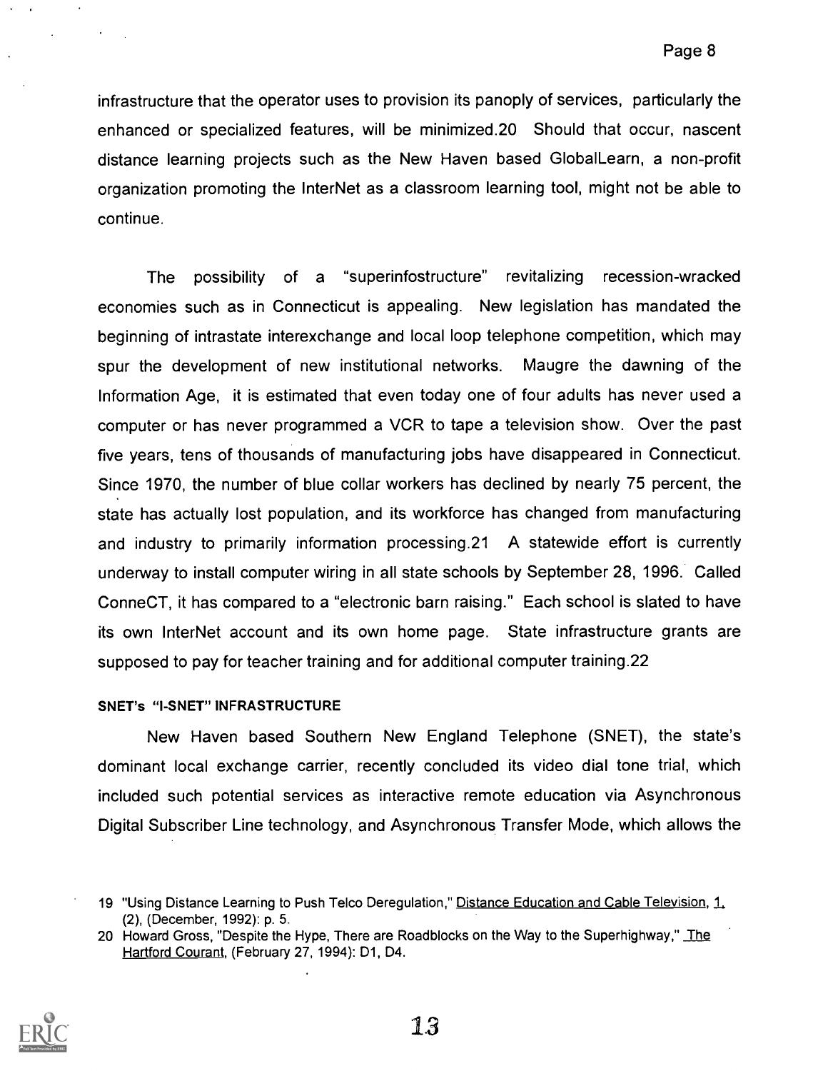infrastructure that the operator uses to provision its panoply of services, particularly the enhanced or specialized features, will be minimized.20 Should that occur, nascent distance learning projects such as the New Haven based GlobalLearn, a non-profit organization promoting the InterNet as a classroom learning tool, might not be able to continue.

The possibility of a "superinfostructure" revitalizing recession-wracked economies such as in Connecticut is appealing. New legislation has mandated the beginning of intrastate interexchange and local loop telephone competition, which may spur the development of new institutional networks. Maugre the dawning of the Information Age, it is estimated that even today one of four adults has never used a computer or has never programmed a VCR to tape a television show. Over the past five years, tens of thousands of manufacturing jobs have disappeared in Connecticut. Since 1970, the number of blue collar workers has declined by nearly 75 percent, the state has actually lost population, and its workforce has changed from manufacturing and industry to primarily information processing.21 A statewide effort is currently underway to install computer wiring in all state schools by September 28, 1996. Called ConneCT, it has compared to a "electronic barn raising." Each school is slated to have its own InterNet account and its own home page. State infrastructure grants are supposed to pay for teacher training and for additional computer training.22

#### SNET's "I-SNET" INFRASTRUCTURE

New Haven based Southern New England Telephone (SNET), the state's dominant local exchange carrier, recently concluded its video dial tone trial, which included such potential services as interactive remote education via Asynchronous Digital Subscriber Line technology, and Asynchronous Transfer Mode, which allows the

---

19 "Using Distance Learning to Push Telco Deregulation," Distance Education and Cable Television, 1, (2), (December, 1992): p. 5.

20 Howard Gross, "Despite the Hype, There are Roadblocks on the Way to the Superhighway," The Hartford Courant, (February 27, 1994): D1, D4.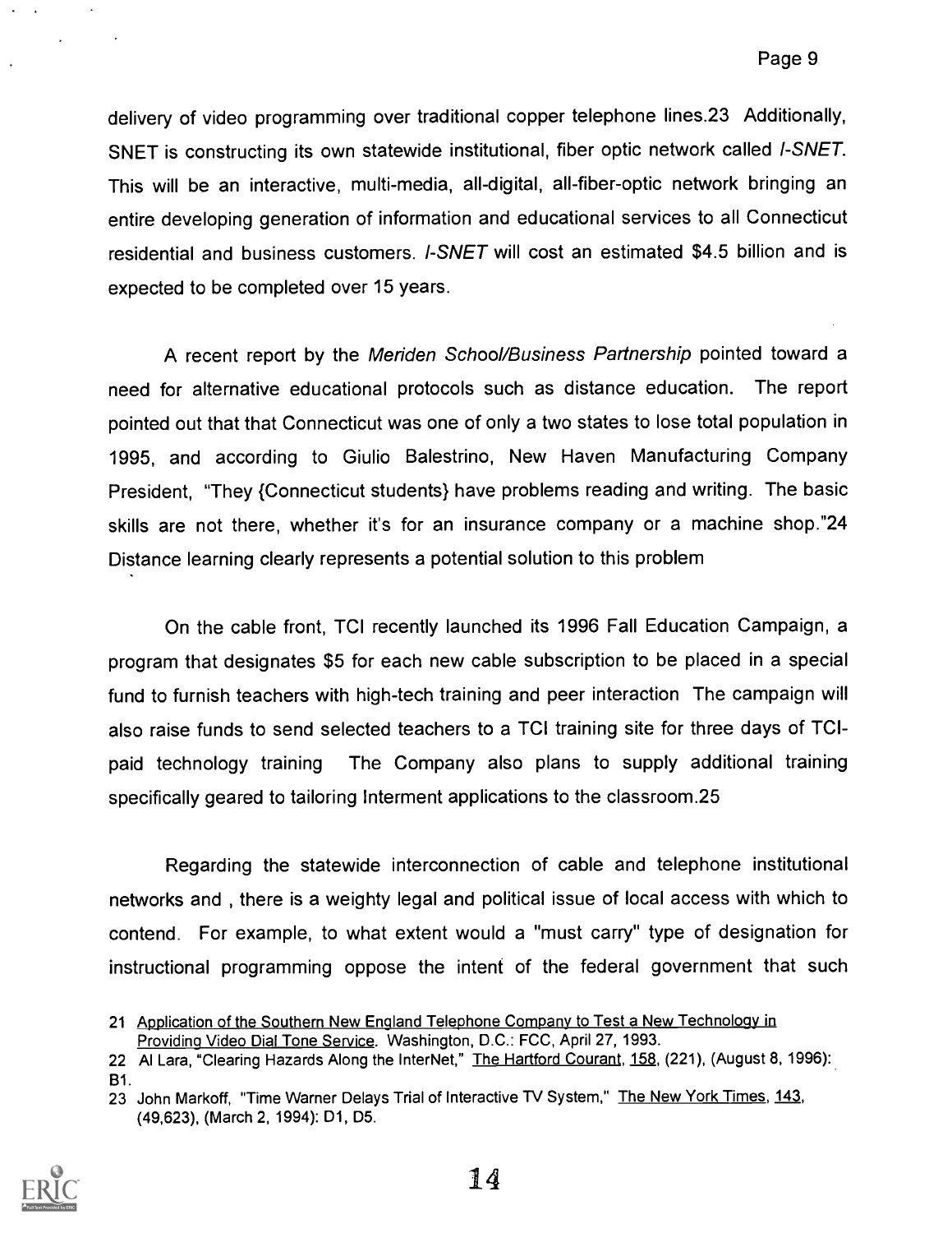delivery of video programming over traditional copper telephone lines.23 Additionally, SNET is constructing its own statewide institutional, fiber optic network called *I-SNET*. This will be an interactive, multi-media, all-digital, all-fiber-optic network bringing an entire developing generation of information and educational services to all Connecticut residential and business customers. *I-SNET* will cost an estimated $4.5 billion and is expected to be completed over 15 years.

A recent report by the *Meriden School/Business Partnership* pointed toward a need for alternative educational protocols such as distance education. The report pointed out that that Connecticut was one of only a two states to lose total population in 1995, and according to Giulio Balestrino, New Haven Manufacturing Company President, "They {Connecticut students} have problems reading and writing. The basic skills are not there, whether it's for an insurance company or a machine shop."24 Distance learning clearly represents a potential solution to this problem

On the cable front, TCI recently launched its 1996 Fall Education Campaign, a program that designates $5 for each new cable subscription to be placed in a special fund to furnish teachers with high-tech training and peer interaction The campaign will also raise funds to send selected teachers to a TCI training site for three days of TCI-paid technology training The Company also plans to supply additional training specifically geared to tailoring Interment applications to the classroom.25

Regarding the statewide interconnection of cable and telephone institutional networks and , there is a weighty legal and political issue of local access with which to contend. For example, to what extent would a "must carry" type of designation for instructional programming oppose the intent of the federal government that such

---

21 Application of the Southern New England Telephone Company to Test a New Technology in Providing Video Dial Tone Service. Washington, D.C.: FCC, April 27, 1993.

22 Al Lara, "Clearing Hazards Along the InterNet," The Hartford Courant, 158, (221), (August 8, 1996): B1.

23 John Markoff, "Time Warner Delays Trial of Interactive TV System," The New York Times, 143, (49,623), (March 2, 1994): D1, D5.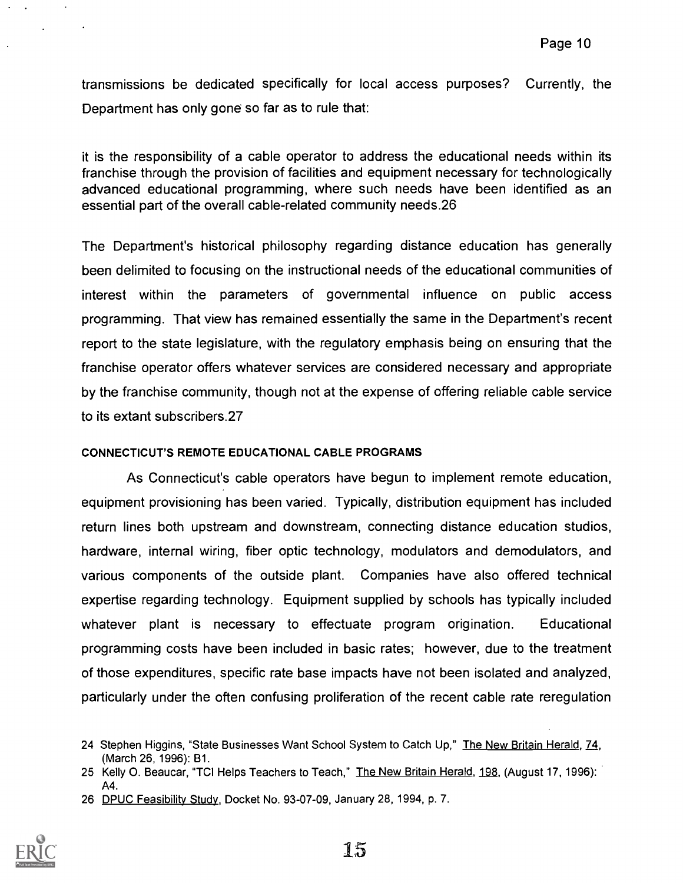transmissions be dedicated specifically for local access purposes? Currently, the Department has only gone so far as to rule that:

it is the responsibility of a cable operator to address the educational needs within its franchise through the provision of facilities and equipment necessary for technologically advanced educational programming, where such needs have been identified as an essential part of the overall cable-related community needs.[26]

The Department's historical philosophy regarding distance education has generally been delimited to focusing on the instructional needs of the educational communities of interest within the parameters of governmental influence on public access programming. That view has remained essentially the same in the Department's recent report to the state legislature, with the regulatory emphasis being on ensuring that the franchise operator offers whatever services are considered necessary and appropriate by the franchise community, though not at the expense of offering reliable cable service to its extant subscribers.[27]

#### CONNECTICUT'S REMOTE EDUCATIONAL CABLE PROGRAMS

As Connecticut's cable operators have begun to implement remote education, equipment provisioning has been varied. Typically, distribution equipment has included return lines both upstream and downstream, connecting distance education studios, hardware, internal wiring, fiber optic technology, modulators and demodulators, and various components of the outside plant. Companies have also offered technical expertise regarding technology. Equipment supplied by schools has typically included whatever plant is necessary to effectuate program origination. Educational programming costs have been included in basic rates; however, due to the treatment of those expenditures, specific rate base impacts have not been isolated and analyzed, particularly under the often confusing proliferation of the recent cable rate reregulation

24 Stephen Higgins, "State Businesses Want School System to Catch Up," The New Britain Herald, 74, (March 26, 1996): B1.

25 Kelly O. Beaucar, "TCI Helps Teachers to Teach," The New Britain Herald, 198, (August 17, 1996): A4.

26 DPUC Feasibility Study, Docket No. 93-07-09, January 28, 1994, p. 7.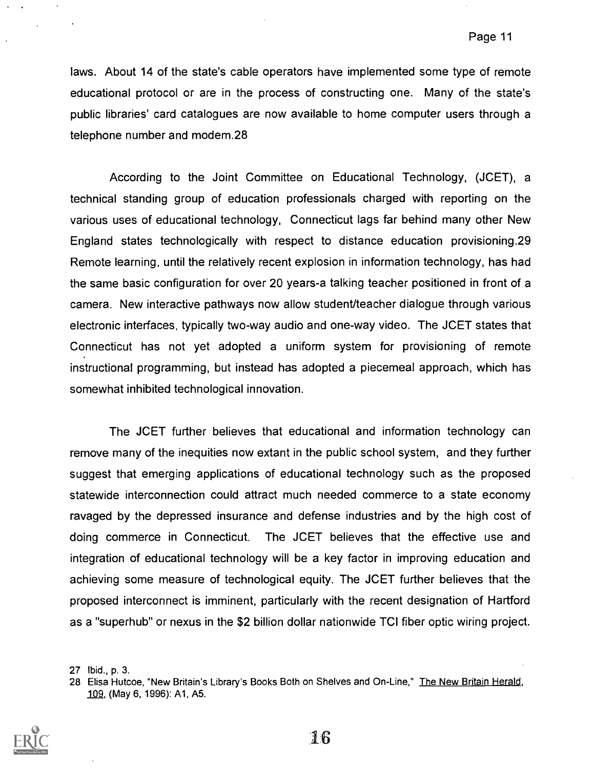laws. About 14 of the state's cable operators have implemented some type of remote educational protocol or are in the process of constructing one. Many of the state's public libraries' card catalogues are now available to home computer users through a telephone number and modem.28

According to the Joint Committee on Educational Technology, (JCET), a technical standing group of education professionals charged with reporting on the various uses of educational technology, Connecticut lags far behind many other New England states technologically with respect to distance education provisioning.29 Remote learning, until the relatively recent explosion in information technology, has had the same basic configuration for over 20 years-a talking teacher positioned in front of a camera. New interactive pathways now allow student/teacher dialogue through various electronic interfaces, typically two-way audio and one-way video. The JCET states that Connecticut has not yet adopted a uniform system for provisioning of remote instructional programming, but instead has adopted a piecemeal approach, which has somewhat inhibited technological innovation.

The JCET further believes that educational and information technology can remove many of the inequities now extant in the public school system, and they further suggest that emerging applications of educational technology such as the proposed statewide interconnection could attract much needed commerce to a state economy ravaged by the depressed insurance and defense industries and by the high cost of doing commerce in Connecticut. The JCET believes that the effective use and integration of educational technology will be a key factor in improving education and achieving some measure of technological equity. The JCET further believes that the proposed interconnect is imminent, particularly with the recent designation of Hartford as a "superhub" or nexus in the $2 billion dollar nationwide TCI fiber optic wiring project.

27 Ibid., p. 3.

28 Elisa Hutcoe, "New Britain's Library's Books Both on Shelves and On-Line," The New Britain Herald, 109, (May 6, 1996): A1, A5.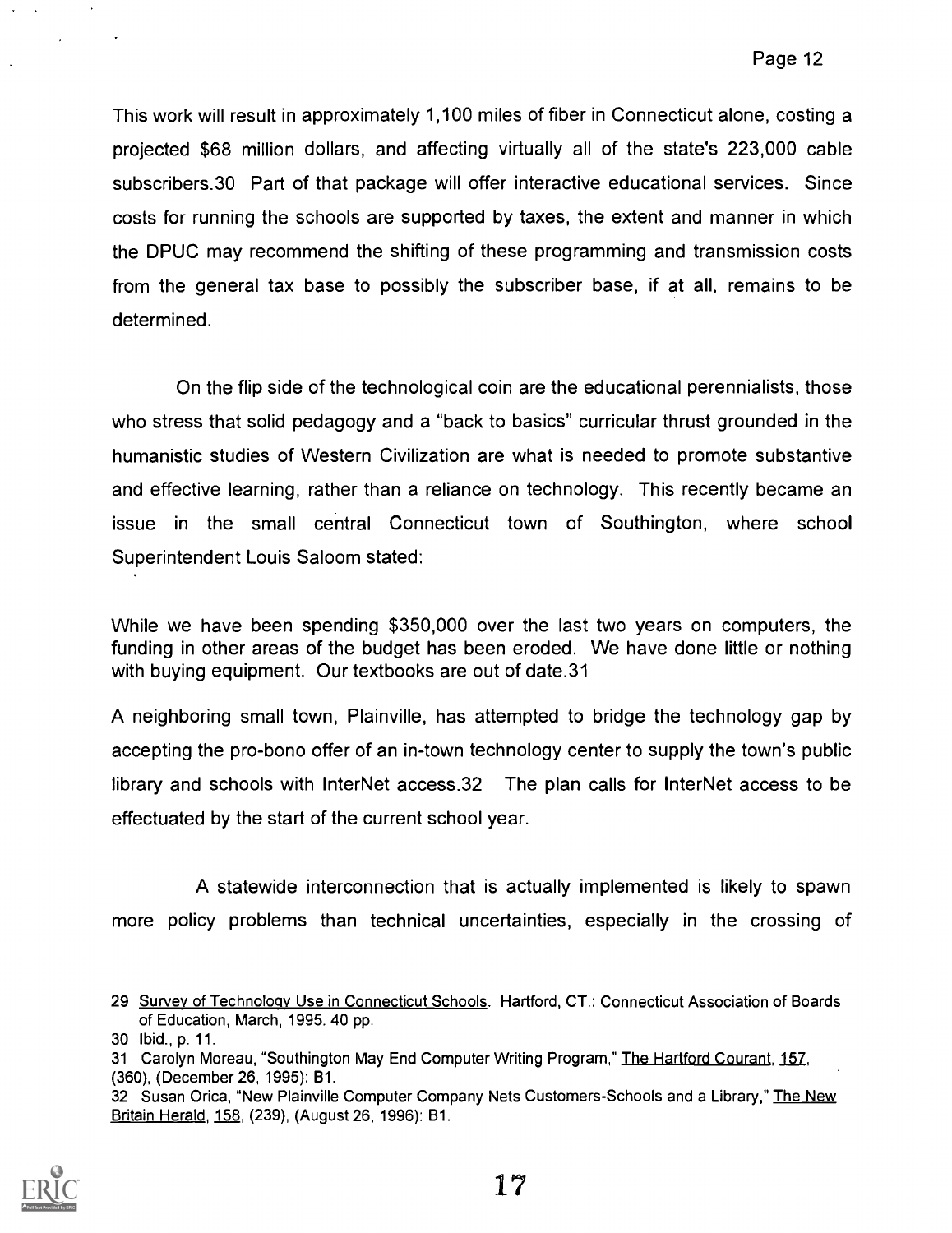This work will result in approximately 1,100 miles of fiber in Connecticut alone, costing a projected $68 million dollars, and affecting virtually all of the state's 223,000 cable subscribers.[30] Part of that package will offer interactive educational services. Since costs for running the schools are supported by taxes, the extent and manner in which the DPUC may recommend the shifting of these programming and transmission costs from the general tax base to possibly the subscriber base, if at all, remains to be determined.

On the flip side of the technological coin are the educational perennialists, those who stress that solid pedagogy and a "back to basics" curricular thrust grounded in the humanistic studies of Western Civilization are what is needed to promote substantive and effective learning, rather than a reliance on technology. This recently became an issue in the small central Connecticut town of Southington, where school Superintendent Louis Saloom stated:

> While we have been spending $350,000 over the last two years on computers, the funding in other areas of the budget has been eroded. We have done little or nothing with buying equipment. Our textbooks are out of date.[31]

A neighboring small town, Plainville, has attempted to bridge the technology gap by accepting the pro-bono offer of an in-town technology center to supply the town's public library and schools with InterNet access.[32] The plan calls for InterNet access to be effectuated by the start of the current school year.

A statewide interconnection that is actually implemented is likely to spawn more policy problems than technical uncertainties, especially in the crossing of

---

29 Survey of Technology Use in Connecticut Schools. Hartford, CT.: Connecticut Association of Boards of Education, March, 1995. 40 pp.

30 Ibid., p. 11.

31 Carolyn Moreau, "Southington May End Computer Writing Program," The Hartford Courant, 157, (360), (December 26, 1995): B1.

32 Susan Orica, "New Plainville Computer Company Nets Customers-Schools and a Library," The New Britain Herald, 158, (239), (August 26, 1996): B1.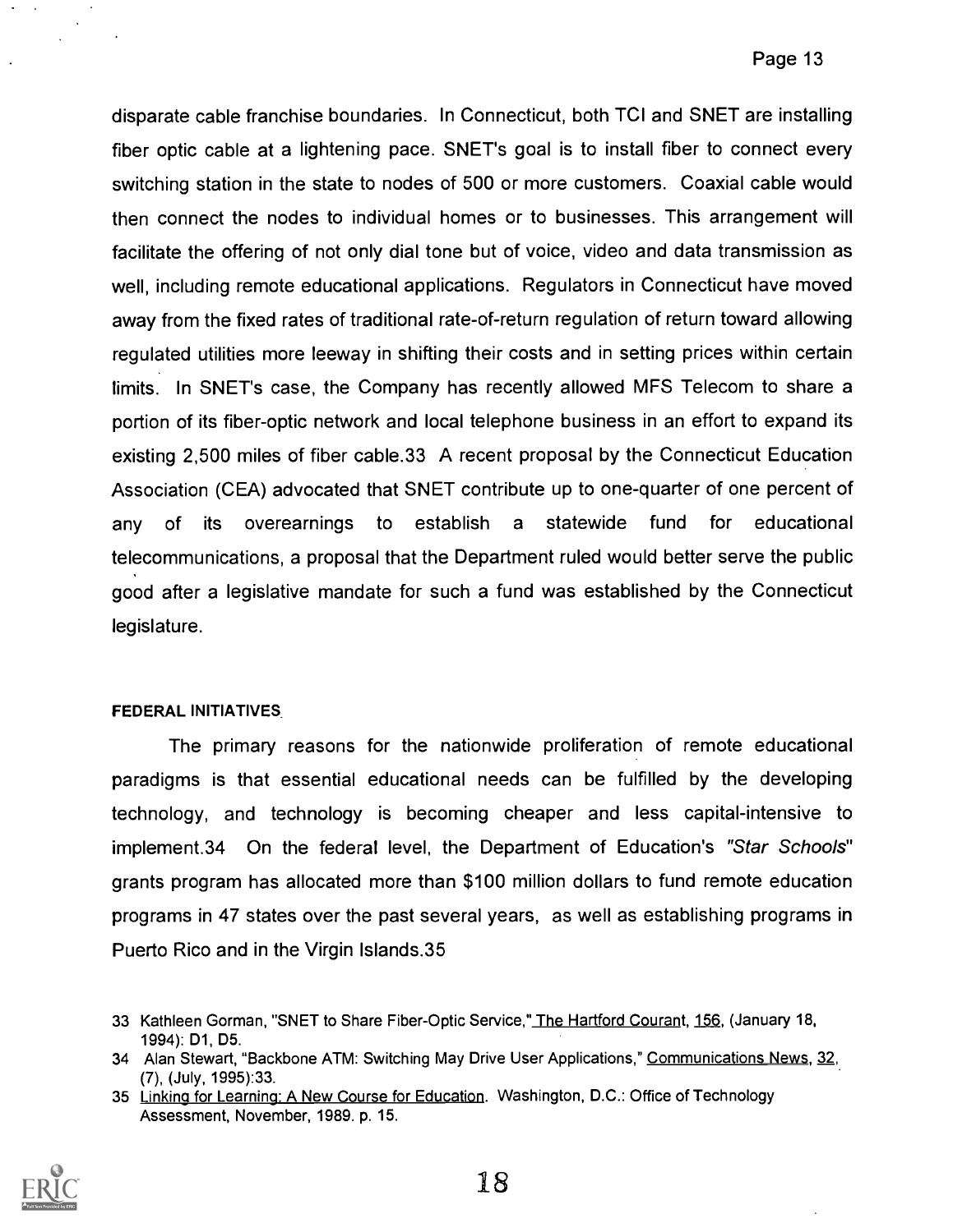disparate cable franchise boundaries. In Connecticut, both TCI and SNET are installing fiber optic cable at a lightening pace. SNET's goal is to install fiber to connect every switching station in the state to nodes of 500 or more customers. Coaxial cable would then connect the nodes to individual homes or to businesses. This arrangement will facilitate the offering of not only dial tone but of voice, video and data transmission as well, including remote educational applications. Regulators in Connecticut have moved away from the fixed rates of traditional rate-of-return regulation of return toward allowing regulated utilities more leeway in shifting their costs and in setting prices within certain limits. In SNET's case, the Company has recently allowed MFS Telecom to share a portion of its fiber-optic network and local telephone business in an effort to expand its existing 2,500 miles of fiber cable.33 A recent proposal by the Connecticut Education Association (CEA) advocated that SNET contribute up to one-quarter of one percent of any of its overearnings to establish a statewide fund for educational telecommunications, a proposal that the Department ruled would better serve the public good after a legislative mandate for such a fund was established by the Connecticut legislature.

#### FEDERAL INITIATIVES

The primary reasons for the nationwide proliferation of remote educational paradigms is that essential educational needs can be fulfilled by the developing technology, and technology is becoming cheaper and less capital-intensive to implement.34 On the federal level, the Department of Education's *"Star Schools"* grants program has allocated more than $100 million dollars to fund remote education programs in 47 states over the past several years, as well as establishing programs in Puerto Rico and in the Virgin Islands.35

---

33 Kathleen Gorman, "SNET to Share Fiber-Optic Service," The Hartford Courant, 156, (January 18, 1994): D1, D5.

34 Alan Stewart, "Backbone ATM: Switching May Drive User Applications," Communications News, 32, (7), (July, 1995):33.

35 Linking for Learning: A New Course for Education. Washington, D.C.: Office of Technology Assessment, November, 1989. p. 15.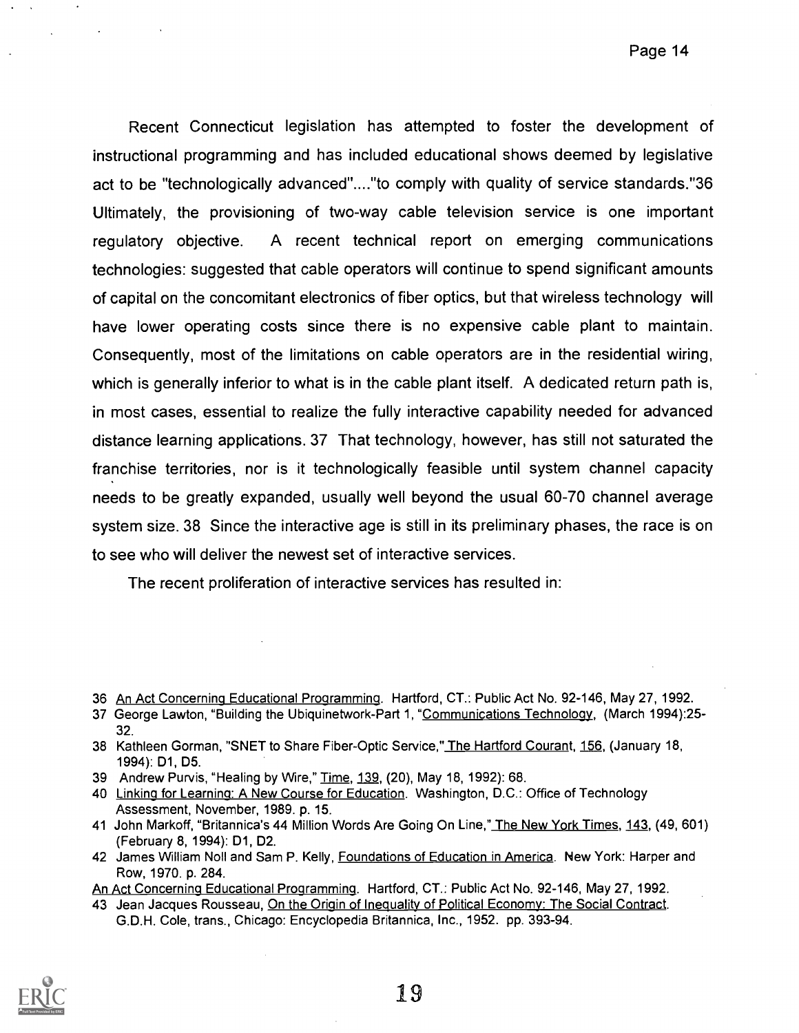Recent Connecticut legislation has attempted to foster the development of instructional programming and has included educational shows deemed by legislative act to be "technologically advanced"...."to comply with quality of service standards."36 Ultimately, the provisioning of two-way cable television service is one important regulatory objective. A recent technical report on emerging communications technologies: suggested that cable operators will continue to spend significant amounts of capital on the concomitant electronics of fiber optics, but that wireless technology will have lower operating costs since there is no expensive cable plant to maintain. Consequently, most of the limitations on cable operators are in the residential wiring, which is generally inferior to what is in the cable plant itself. A dedicated return path is, in most cases, essential to realize the fully interactive capability needed for advanced distance learning applications. 37 That technology, however, has still not saturated the franchise territories, nor is it technologically feasible until system channel capacity needs to be greatly expanded, usually well beyond the usual 60-70 channel average system size. 38 Since the interactive age is still in its preliminary phases, the race is on to see who will deliver the newest set of interactive services.

The recent proliferation of interactive services has resulted in:

36 An Act Concerning Educational Programming. Hartford, CT.: Public Act No. 92-146, May 27, 1992.

37 George Lawton, "Building the Ubiquinetwork-Part 1, "Communications Technology, (March 1994):25-32.

38 Kathleen Gorman, "SNET to Share Fiber-Optic Service," The Hartford Courant, 156, (January 18, 1994): D1, D5.

39 Andrew Purvis, "Healing by Wire," Time, 139, (20), May 18, 1992): 68.

40 Linking for Learning: A New Course for Education. Washington, D.C.: Office of Technology Assessment, November, 1989. p. 15.

41 John Markoff, "Britannica's 44 Million Words Are Going On Line," The New York Times, 143, (49, 601) (February 8, 1994): D1, D2.

42 James William Noll and Sam P. Kelly, Foundations of Education in America. New York: Harper and Row, 1970. p. 284.

An Act Concerning Educational Programming. Hartford, CT.: Public Act No. 92-146, May 27, 1992.

43 Jean Jacques Rousseau, On the Origin of Inequality of Political Economy: The Social Contract. G.D.H. Cole, trans., Chicago: Encyclopedia Britannica, Inc., 1952. pp. 393-94.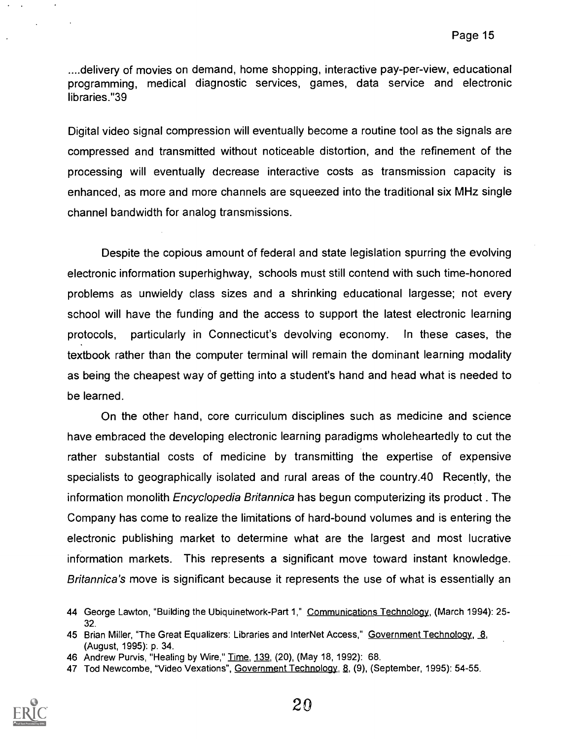....delivery of movies on demand, home shopping, interactive pay-per-view, educational programming, medical diagnostic services, games, data service and electronic libraries."39

Digital video signal compression will eventually become a routine tool as the signals are compressed and transmitted without noticeable distortion, and the refinement of the processing will eventually decrease interactive costs as transmission capacity is enhanced, as more and more channels are squeezed into the traditional six MHz single channel bandwidth for analog transmissions.

Despite the copious amount of federal and state legislation spurring the evolving electronic information superhighway, schools must still contend with such time-honored problems as unwieldy class sizes and a shrinking educational largesse; not every school will have the funding and the access to support the latest electronic learning protocols, particularly in Connecticut's devolving economy. In these cases, the textbook rather than the computer terminal will remain the dominant learning modality as being the cheapest way of getting into a student's hand and head what is needed to be learned.

On the other hand, core curriculum disciplines such as medicine and science have embraced the developing electronic learning paradigms wholeheartedly to cut the rather substantial costs of medicine by transmitting the expertise of expensive specialists to geographically isolated and rural areas of the country.40 Recently, the information monolith *Encyclopedia Britannica* has begun computerizing its product . The Company has come to realize the limitations of hard-bound volumes and is entering the electronic publishing market to determine what are the largest and most lucrative information markets. This represents a significant move toward instant knowledge. *Britannica's* move is significant because it represents the use of what is essentially an

44 George Lawton, "Building the Ubiquinetwork-Part 1," Communications Technology, (March 1994): 25-32.

45 Brian Miller, "The Great Equalizers: Libraries and InterNet Access," Government Technology, 8, (August, 1995): p. 34.

46 Andrew Purvis, "Healing by Wire," Time, 139, (20), (May 18, 1992): 68.

47 Tod Newcombe, "Video Vexations", Government Technology, 8, (9), (September, 1995): 54-55.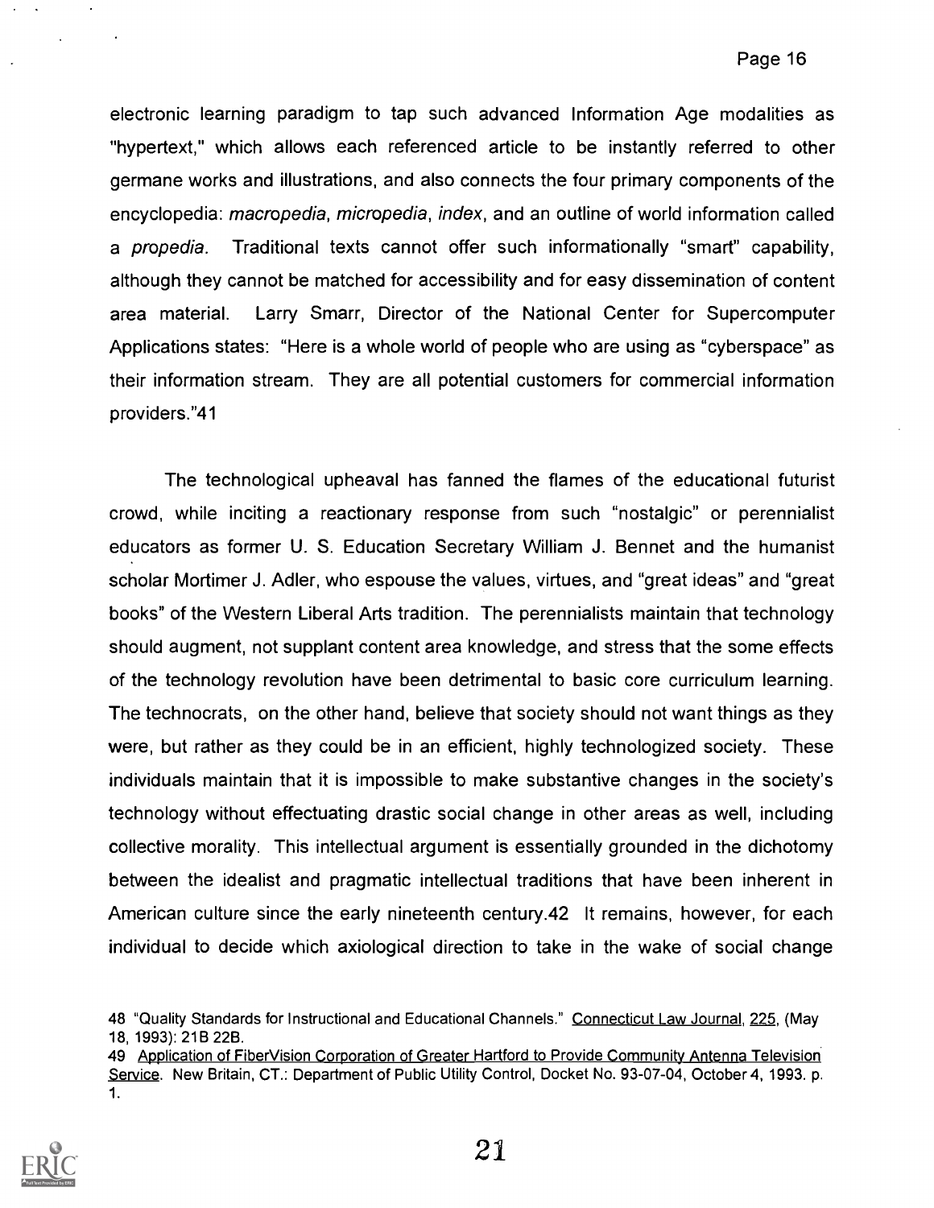electronic learning paradigm to tap such advanced Information Age modalities as "hypertext," which allows each referenced article to be instantly referred to other germane works and illustrations, and also connects the four primary components of the encyclopedia: *macropedia*, *micropedia*, *index*, and an outline of world information called a *propedia*. Traditional texts cannot offer such informationally "smart" capability, although they cannot be matched for accessibility and for easy dissemination of content area material. Larry Smarr, Director of the National Center for Supercomputer Applications states: "Here is a whole world of people who are using as "cyberspace" as their information stream. They are all potential customers for commercial information providers."41

The technological upheaval has fanned the flames of the educational futurist crowd, while inciting a reactionary response from such "nostalgic" or perennialist educators as former U. S. Education Secretary William J. Bennet and the humanist scholar Mortimer J. Adler, who espouse the values, virtues, and "great ideas" and "great books" of the Western Liberal Arts tradition. The perennialists maintain that technology should augment, not supplant content area knowledge, and stress that the some effects of the technology revolution have been detrimental to basic core curriculum learning. The technocrats, on the other hand, believe that society should not want things as they were, but rather as they could be in an efficient, highly technologized society. These individuals maintain that it is impossible to make substantive changes in the society's technology without effectuating drastic social change in other areas as well, including collective morality. This intellectual argument is essentially grounded in the dichotomy between the idealist and pragmatic intellectual traditions that have been inherent in American culture since the early nineteenth century.42 It remains, however, for each individual to decide which axiological direction to take in the wake of social change

48 "Quality Standards for Instructional and Educational Channels." Connecticut Law Journal, 225, (May 18, 1993): 21B 22B.

49 Application of FiberVision Corporation of Greater Hartford to Provide Community Antenna Television Service. New Britain, CT.: Department of Public Utility Control, Docket No. 93-07-04, October 4, 1993. p. 1.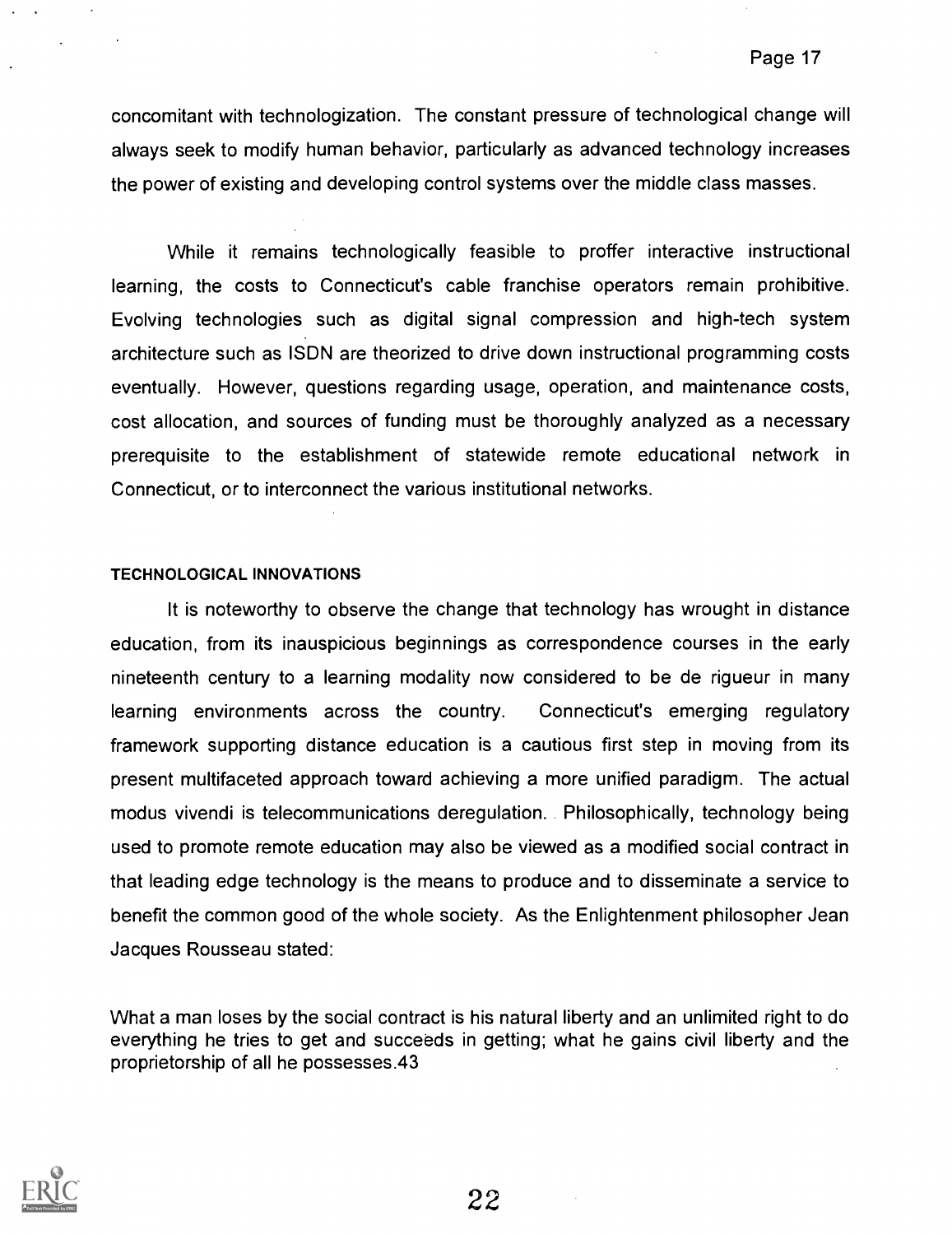concomitant with technologization. The constant pressure of technological change will always seek to modify human behavior, particularly as advanced technology increases the power of existing and developing control systems over the middle class masses.

While it remains technologically feasible to proffer interactive instructional learning, the costs to Connecticut's cable franchise operators remain prohibitive. Evolving technologies such as digital signal compression and high-tech system architecture such as ISDN are theorized to drive down instructional programming costs eventually. However, questions regarding usage, operation, and maintenance costs, cost allocation, and sources of funding must be thoroughly analyzed as a necessary prerequisite to the establishment of statewide remote educational network in Connecticut, or to interconnect the various institutional networks.

#### TECHNOLOGICAL INNOVATIONS

It is noteworthy to observe the change that technology has wrought in distance education, from its inauspicious beginnings as correspondence courses in the early nineteenth century to a learning modality now considered to be de rigueur in many learning environments across the country. Connecticut's emerging regulatory framework supporting distance education is a cautious first step in moving from its present multifaceted approach toward achieving a more unified paradigm. The actual modus vivendi is telecommunications deregulation. Philosophically, technology being used to promote remote education may also be viewed as a modified social contract in that leading edge technology is the means to produce and to disseminate a service to benefit the common good of the whole society. As the Enlightenment philosopher Jean Jacques Rousseau stated:

What a man loses by the social contract is his natural liberty and an unlimited right to do everything he tries to get and succeeds in getting; what he gains civil liberty and the proprietorship of all he possesses.43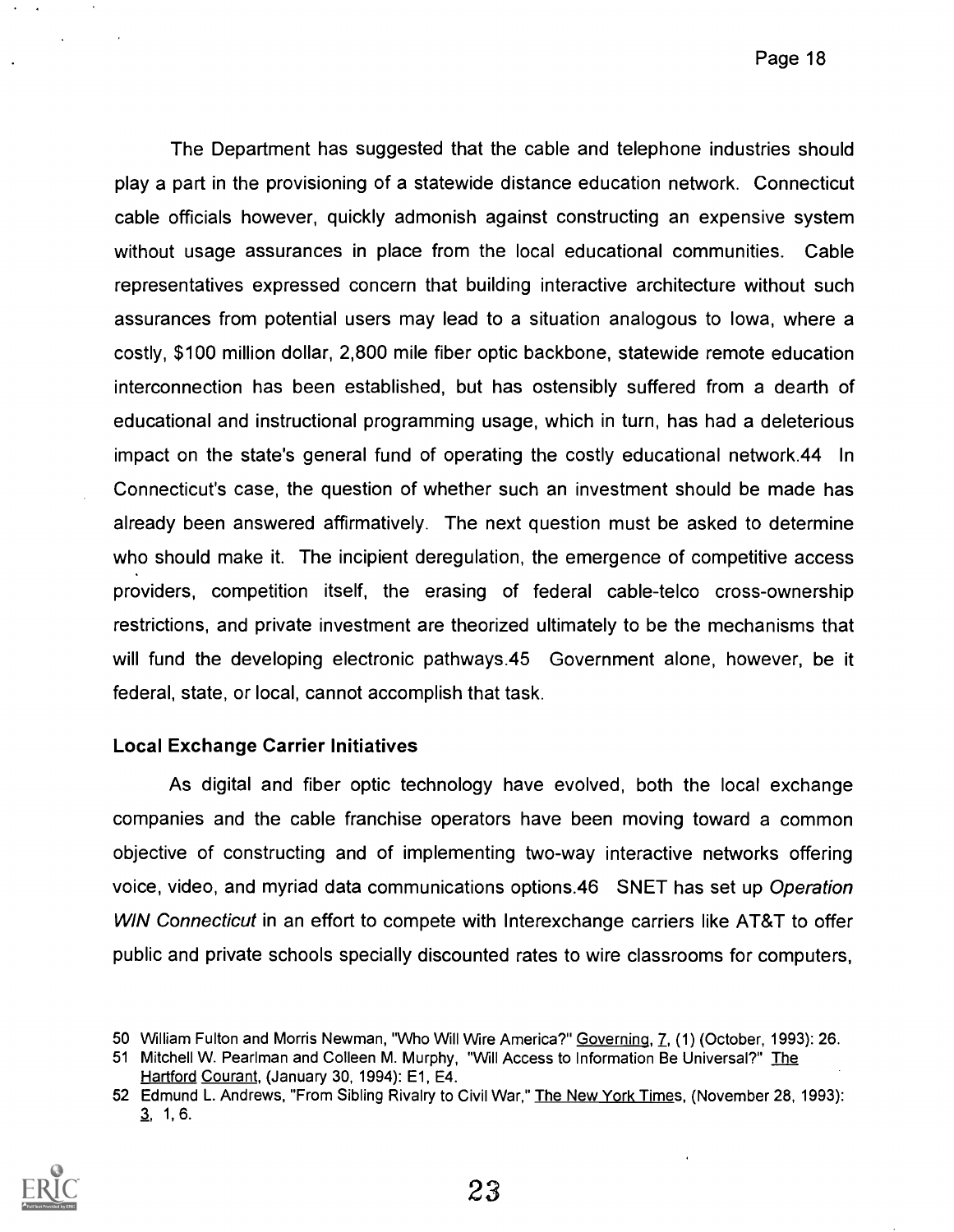The Department has suggested that the cable and telephone industries should play a part in the provisioning of a statewide distance education network. Connecticut cable officials however, quickly admonish against constructing an expensive system without usage assurances in place from the local educational communities. Cable representatives expressed concern that building interactive architecture without such assurances from potential users may lead to a situation analogous to Iowa, where a costly, $100 million dollar, 2,800 mile fiber optic backbone, statewide remote education interconnection has been established, but has ostensibly suffered from a dearth of educational and instructional programming usage, which in turn, has had a deleterious impact on the state's general fund of operating the costly educational network.44 In Connecticut's case, the question of whether such an investment should be made has already been answered affirmatively. The next question must be asked to determine who should make it. The incipient deregulation, the emergence of competitive access providers, competition itself, the erasing of federal cable-telco cross-ownership restrictions, and private investment are theorized ultimately to be the mechanisms that will fund the developing electronic pathways.45 Government alone, however, be it federal, state, or local, cannot accomplish that task.

### Local Exchange Carrier Initiatives

As digital and fiber optic technology have evolved, both the local exchange companies and the cable franchise operators have been moving toward a common objective of constructing and of implementing two-way interactive networks offering voice, video, and myriad data communications options.46 SNET has set up *Operation WIN Connecticut* in an effort to compete with Interexchange carriers like AT&T to offer public and private schools specially discounted rates to wire classrooms for computers,

50 William Fulton and Morris Newman, "Who Will Wire America?" Governing, 7, (1) (October, 1993): 26.

51 Mitchell W. Pearlman and Colleen M. Murphy, "Will Access to Information Be Universal?" The Hartford Courant, (January 30, 1994): E1, E4.

52 Edmund L. Andrews, "From Sibling Rivalry to Civil War," The New York Times, (November 28, 1993): 3, 1, 6.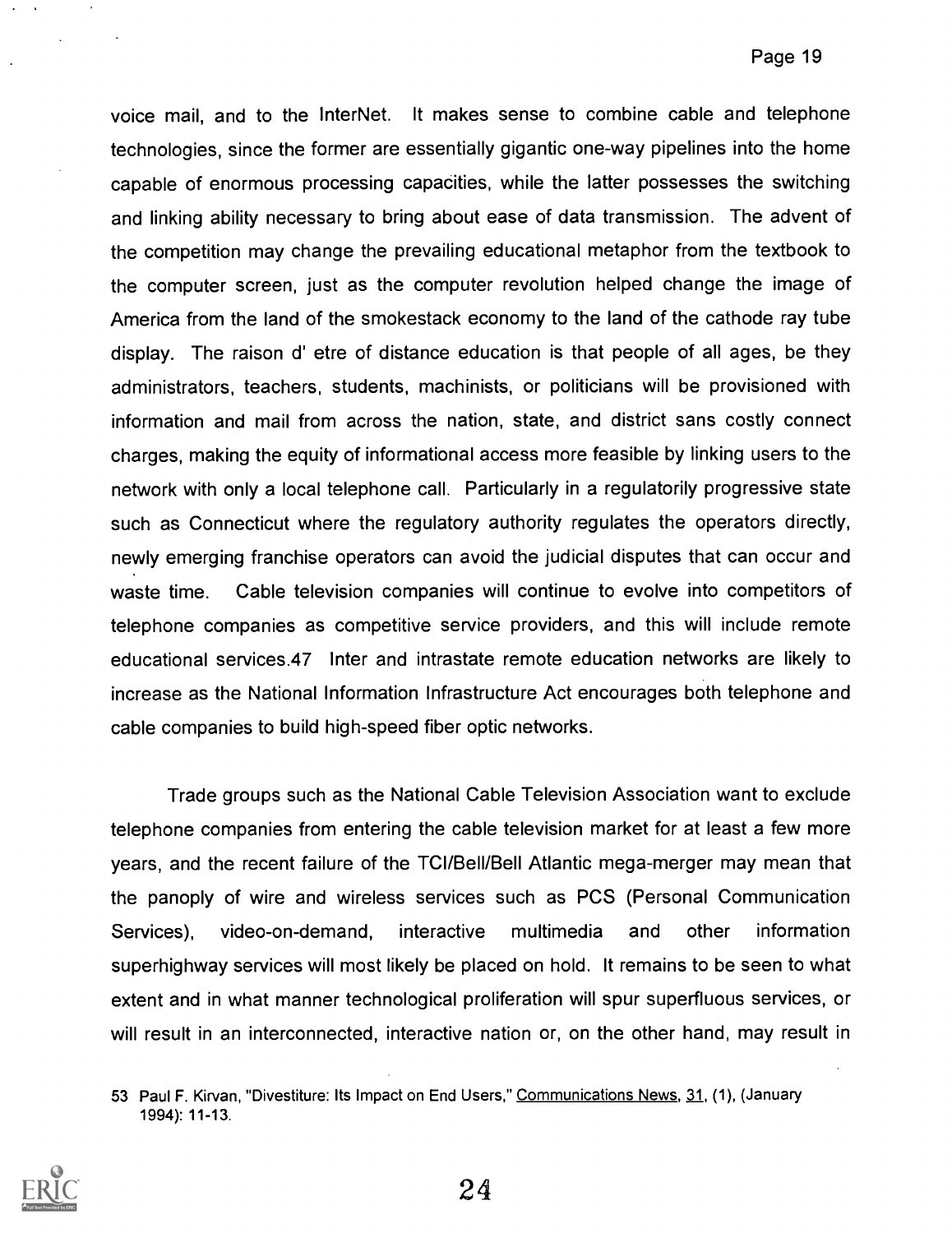voice mail, and to the InterNet. It makes sense to combine cable and telephone technologies, since the former are essentially gigantic one-way pipelines into the home capable of enormous processing capacities, while the latter possesses the switching and linking ability necessary to bring about ease of data transmission. The advent of the competition may change the prevailing educational metaphor from the textbook to the computer screen, just as the computer revolution helped change the image of America from the land of the smokestack economy to the land of the cathode ray tube display. The raison d' etre of distance education is that people of all ages, be they administrators, teachers, students, machinists, or politicians will be provisioned with information and mail from across the nation, state, and district sans costly connect charges, making the equity of informational access more feasible by linking users to the network with only a local telephone call. Particularly in a regulatorily progressive state such as Connecticut where the regulatory authority regulates the operators directly, newly emerging franchise operators can avoid the judicial disputes that can occur and waste time. Cable television companies will continue to evolve into competitors of telephone companies as competitive service providers, and this will include remote educational services.47 Inter and intrastate remote education networks are likely to increase as the National Information Infrastructure Act encourages both telephone and cable companies to build high-speed fiber optic networks.

Trade groups such as the National Cable Television Association want to exclude telephone companies from entering the cable television market for at least a few more years, and the recent failure of the TCI/Bell/Bell Atlantic mega-merger may mean that the panoply of wire and wireless services such as PCS (Personal Communication Services), video-on-demand, interactive multimedia and other information superhighway services will most likely be placed on hold. It remains to be seen to what extent and in what manner technological proliferation will spur superfluous services, or will result in an interconnected, interactive nation or, on the other hand, may result in

53 Paul F. Kirvan, "Divestiture: Its Impact on End Users," Communications News, 31, (1), (January 1994): 11-13.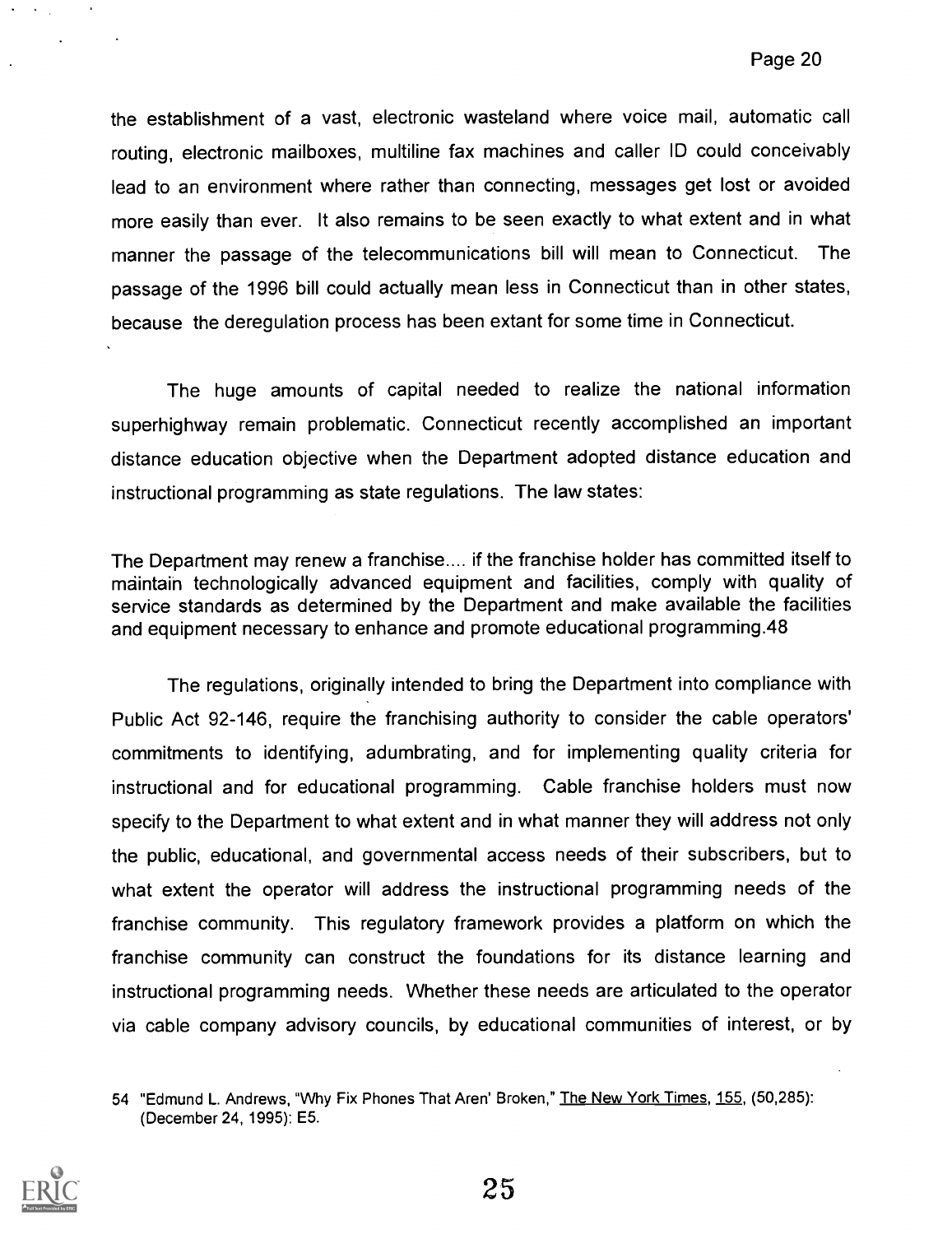the establishment of a vast, electronic wasteland where voice mail, automatic call routing, electronic mailboxes, multiline fax machines and caller ID could conceivably lead to an environment where rather than connecting, messages get lost or avoided more easily than ever. It also remains to be seen exactly to what extent and in what manner the passage of the telecommunications bill will mean to Connecticut. The passage of the 1996 bill could actually mean less in Connecticut than in other states, because the deregulation process has been extant for some time in Connecticut.

The huge amounts of capital needed to realize the national information superhighway remain problematic. Connecticut recently accomplished an important distance education objective when the Department adopted distance education and instructional programming as state regulations. The law states:

The Department may renew a franchise.... if the franchise holder has committed itself to maintain technologically advanced equipment and facilities, comply with quality of service standards as determined by the Department and make available the facilities and equipment necessary to enhance and promote educational programming.48

The regulations, originally intended to bring the Department into compliance with Public Act 92-146, require the franchising authority to consider the cable operators' commitments to identifying, adumbrating, and for implementing quality criteria for instructional and for educational programming. Cable franchise holders must now specify to the Department to what extent and in what manner they will address not only the public, educational, and governmental access needs of their subscribers, but to what extent the operator will address the instructional programming needs of the franchise community. This regulatory framework provides a platform on which the franchise community can construct the foundations for its distance learning and instructional programming needs. Whether these needs are articulated to the operator via cable company advisory councils, by educational communities of interest, or by

54 "Edmund L. Andrews, "Why Fix Phones That Aren' Broken," The New York Times, 155, (50,285): (December 24, 1995): E5.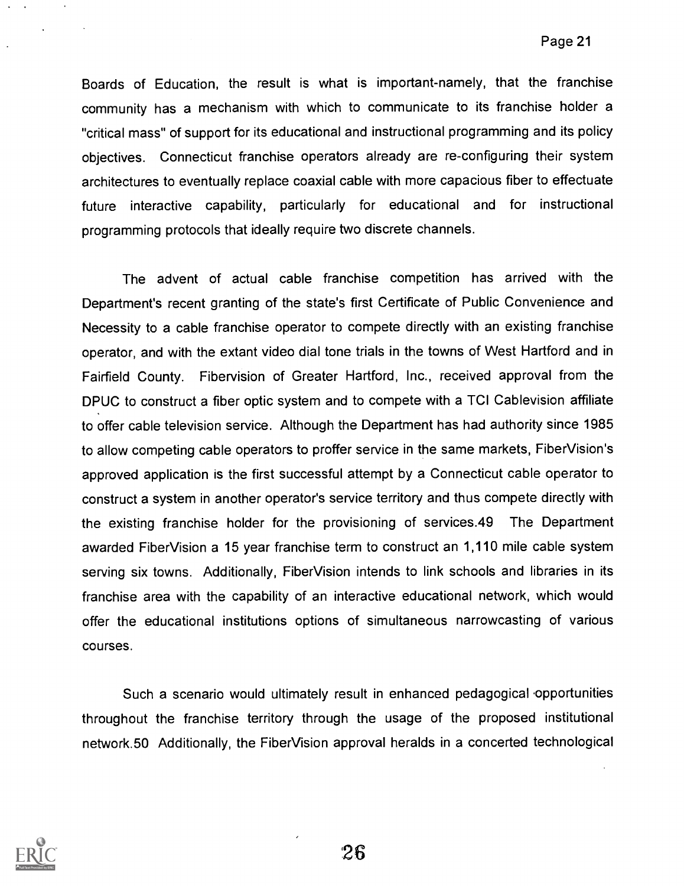Boards of Education, the result is what is important-namely, that the franchise community has a mechanism with which to communicate to its franchise holder a "critical mass" of support for its educational and instructional programming and its policy objectives. Connecticut franchise operators already are re-configuring their system architectures to eventually replace coaxial cable with more capacious fiber to effectuate future interactive capability, particularly for educational and for instructional programming protocols that ideally require two discrete channels.

The advent of actual cable franchise competition has arrived with the Department's recent granting of the state's first Certificate of Public Convenience and Necessity to a cable franchise operator to compete directly with an existing franchise operator, and with the extant video dial tone trials in the towns of West Hartford and in Fairfield County. Fibervision of Greater Hartford, Inc., received approval from the DPUC to construct a fiber optic system and to compete with a TCI Cablevision affiliate to offer cable television service. Although the Department has had authority since 1985 to allow competing cable operators to proffer service in the same markets, FiberVision's approved application is the first successful attempt by a Connecticut cable operator to construct a system in another operator's service territory and thus compete directly with the existing franchise holder for the provisioning of services.49 The Department awarded FiberVision a 15 year franchise term to construct an 1,110 mile cable system serving six towns. Additionally, FiberVision intends to link schools and libraries in its franchise area with the capability of an interactive educational network, which would offer the educational institutions options of simultaneous narrowcasting of various courses.

Such a scenario would ultimately result in enhanced pedagogical opportunities throughout the franchise territory through the usage of the proposed institutional network.50 Additionally, the FiberVision approval heralds in a concerted technological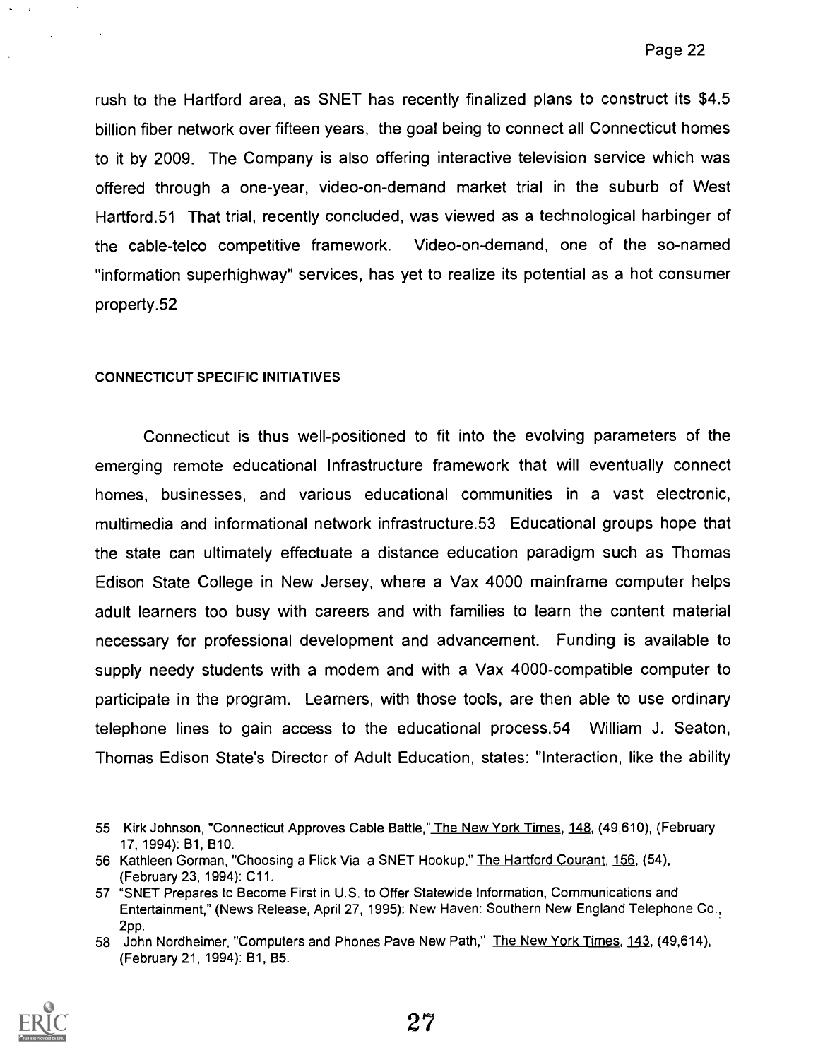rush to the Hartford area, as SNET has recently finalized plans to construct its $4.5 billion fiber network over fifteen years, the goal being to connect all Connecticut homes to it by 2009. The Company is also offering interactive television service which was offered through a one-year, video-on-demand market trial in the suburb of West Hartford.51 That trial, recently concluded, was viewed as a technological harbinger of the cable-telco competitive framework. Video-on-demand, one of the so-named "information superhighway" services, has yet to realize its potential as a hot consumer property.52

#### CONNECTICUT SPECIFIC INITIATIVES

Connecticut is thus well-positioned to fit into the evolving parameters of the emerging remote educational Infrastructure framework that will eventually connect homes, businesses, and various educational communities in a vast electronic, multimedia and informational network infrastructure.53 Educational groups hope that the state can ultimately effectuate a distance education paradigm such as Thomas Edison State College in New Jersey, where a Vax 4000 mainframe computer helps adult learners too busy with careers and with families to learn the content material necessary for professional development and advancement. Funding is available to supply needy students with a modem and with a Vax 4000-compatible computer to participate in the program. Learners, with those tools, are then able to use ordinary telephone lines to gain access to the educational process.54 William J. Seaton, Thomas Edison State's Director of Adult Education, states: "Interaction, like the ability

55 Kirk Johnson, "Connecticut Approves Cable Battle," The New York Times, 148, (49,610), (February 17, 1994): B1, B10.

56 Kathleen Gorman, "Choosing a Flick Via a SNET Hookup," The Hartford Courant, 156, (54), (February 23, 1994): C11.

57 "SNET Prepares to Become First in U.S. to Offer Statewide Information, Communications and Entertainment," (News Release, April 27, 1995): New Haven: Southern New England Telephone Co., 2pp.

58 John Nordheimer, "Computers and Phones Pave New Path," The New York Times, 143, (49,614), (February 21, 1994): B1, B5.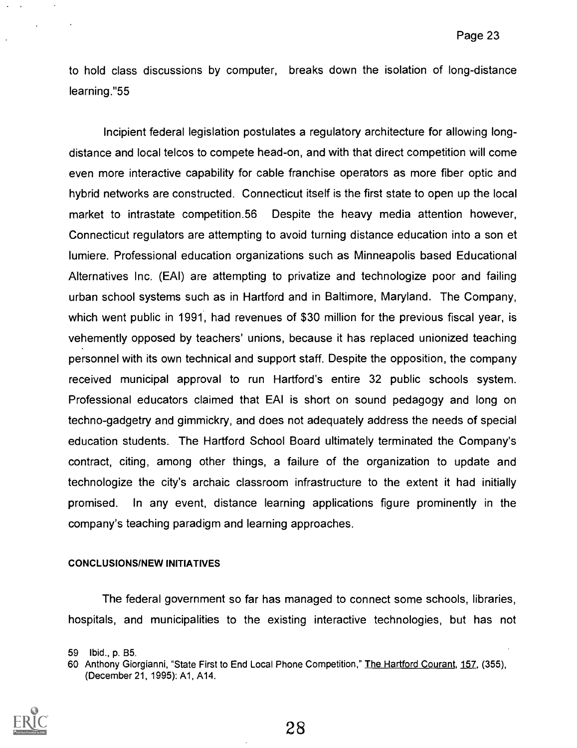to hold class discussions by computer, breaks down the isolation of long-distance learning."55

Incipient federal legislation postulates a regulatory architecture for allowing long-distance and local telcos to compete head-on, and with that direct competition will come even more interactive capability for cable franchise operators as more fiber optic and hybrid networks are constructed. Connecticut itself is the first state to open up the local market to intrastate competition.56 Despite the heavy media attention however, Connecticut regulators are attempting to avoid turning distance education into a son et lumiere. Professional education organizations such as Minneapolis based Educational Alternatives Inc. (EAI) are attempting to privatize and technologize poor and failing urban school systems such as in Hartford and in Baltimore, Maryland. The Company, which went public in 1991, had revenues of $30 million for the previous fiscal year, is vehemently opposed by teachers' unions, because it has replaced unionized teaching personnel with its own technical and support staff. Despite the opposition, the company received municipal approval to run Hartford's entire 32 public schools system. Professional educators claimed that EAI is short on sound pedagogy and long on techno-gadgetry and gimmickry, and does not adequately address the needs of special education students. The Hartford School Board ultimately terminated the Company's contract, citing, among other things, a failure of the organization to update and technologize the city's archaic classroom infrastructure to the extent it had initially promised. In any event, distance learning applications figure prominently in the company's teaching paradigm and learning approaches.

#### CONCLUSIONS/NEW INITIATIVES

The federal government so far has managed to connect some schools, libraries, hospitals, and municipalities to the existing interactive technologies, but has not

59 Ibid., p. B5.

60 Anthony Giorgianni, "State First to End Local Phone Competition," The Hartford Courant, 157, (355), (December 21, 1995): A1, A14.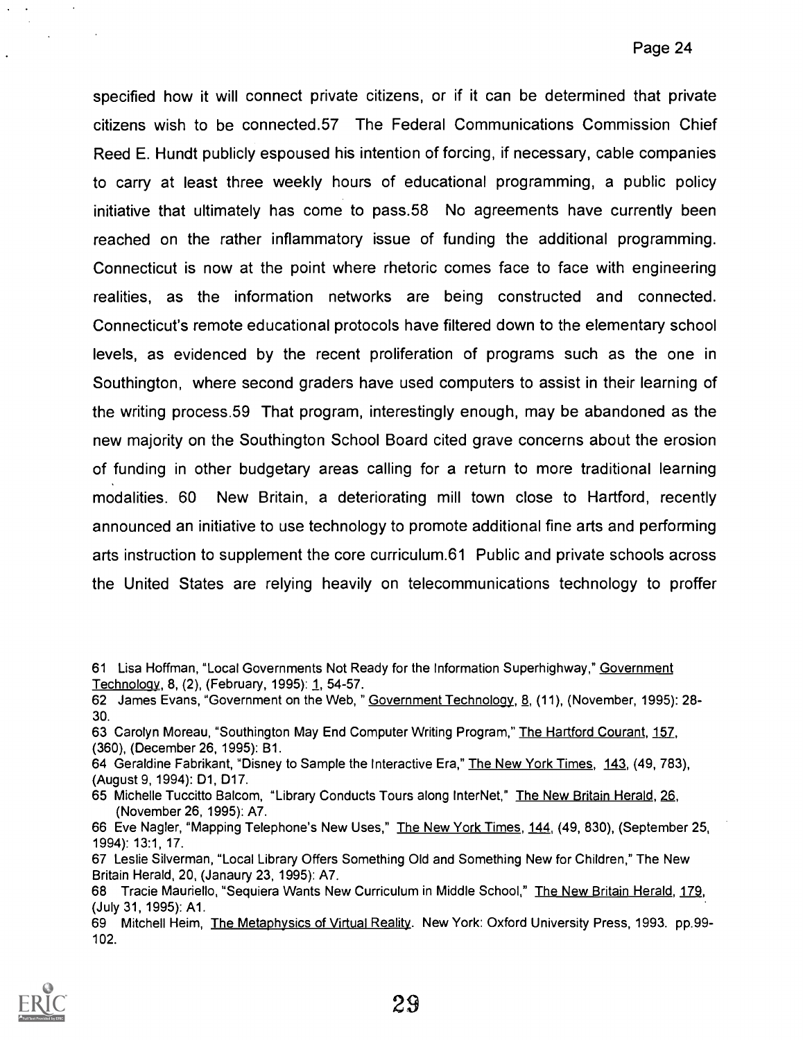specified how it will connect private citizens, or if it can be determined that private citizens wish to be connected.57 The Federal Communications Commission Chief Reed E. Hundt publicly espoused his intention of forcing, if necessary, cable companies to carry at least three weekly hours of educational programming, a public policy initiative that ultimately has come to pass.58 No agreements have currently been reached on the rather inflammatory issue of funding the additional programming. Connecticut is now at the point where rhetoric comes face to face with engineering realities, as the information networks are being constructed and connected. Connecticut's remote educational protocols have filtered down to the elementary school levels, as evidenced by the recent proliferation of programs such as the one in Southington, where second graders have used computers to assist in their learning of the writing process.59 That program, interestingly enough, may be abandoned as the new majority on the Southington School Board cited grave concerns about the erosion of funding in other budgetary areas calling for a return to more traditional learning modalities. 60 New Britain, a deteriorating mill town close to Hartford, recently announced an initiative to use technology to promote additional fine arts and performing arts instruction to supplement the core curriculum.61 Public and private schools across the United States are relying heavily on telecommunications technology to proffer

61 Lisa Hoffman, "Local Governments Not Ready for the Information Superhighway," Government Technology, 8, (2), (February, 1995): 1, 54-57.

62 James Evans, "Government on the Web, " Government Technology, 8, (11), (November, 1995): 28-30.

63 Carolyn Moreau, "Southington May End Computer Writing Program," The Hartford Courant, 157, (360), (December 26, 1995): B1.

64 Geraldine Fabrikant, "Disney to Sample the Interactive Era," The New York Times, 143, (49, 783), (August 9, 1994): D1, D17.

65 Michelle Tuccitto Balcom, "Library Conducts Tours along InterNet," The New Britain Herald, 26, (November 26, 1995): A7.

66 Eve Nagler, "Mapping Telephone's New Uses," The New York Times, 144, (49, 830), (September 25, 1994): 13:1, 17.

67 Leslie Silverman, "Local Library Offers Something Old and Something New for Children," The New Britain Herald, 20, (Janaury 23, 1995): A7.

68 Tracie Mauriello, "Sequiera Wants New Curriculum in Middle School," The New Britain Herald, 179, (July 31, 1995): A1.

69 Mitchell Heim, The Metaphysics of Virtual Reality. New York: Oxford University Press, 1993. pp.99-102.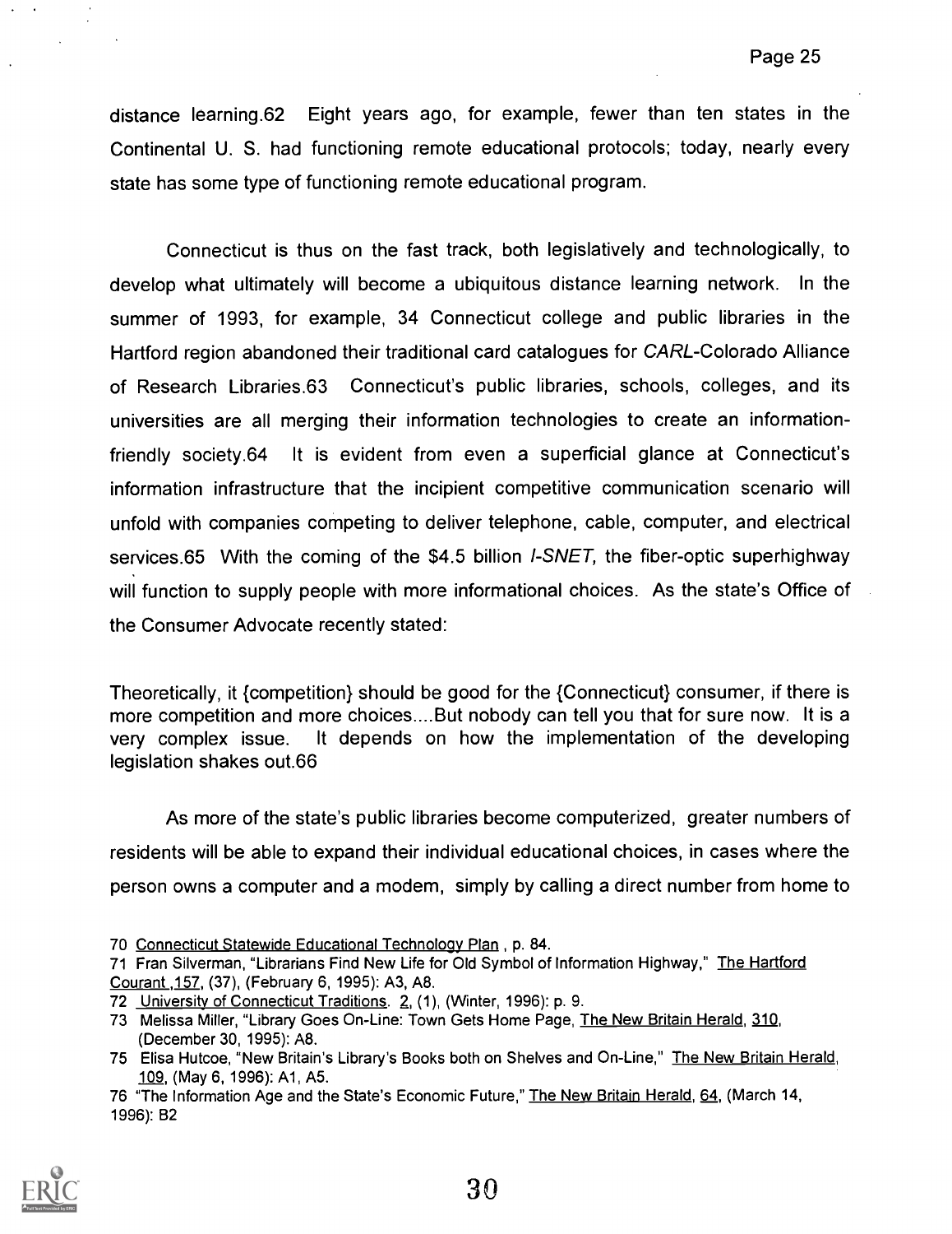distance learning.62 Eight years ago, for example, fewer than ten states in the Continental U. S. had functioning remote educational protocols; today, nearly every state has some type of functioning remote educational program.

Connecticut is thus on the fast track, both legislatively and technologically, to develop what ultimately will become a ubiquitous distance learning network. In the summer of 1993, for example, 34 Connecticut college and public libraries in the Hartford region abandoned their traditional card catalogues for *CARL*-Colorado Alliance of Research Libraries.63 Connecticut's public libraries, schools, colleges, and its universities are all merging their information technologies to create an information-friendly society.64 It is evident from even a superficial glance at Connecticut's information infrastructure that the incipient competitive communication scenario will unfold with companies competing to deliver telephone, cable, computer, and electrical services.65 With the coming of the $4.5 billion *I-SNET*, the fiber-optic superhighway will function to supply people with more informational choices. As the state's Office of the Consumer Advocate recently stated:

Theoretically, it {competition} should be good for the {Connecticut} consumer, if there is more competition and more choices....But nobody can tell you that for sure now. It is a very complex issue. It depends on how the implementation of the developing legislation shakes out.66

As more of the state's public libraries become computerized, greater numbers of residents will be able to expand their individual educational choices, in cases where the person owns a computer and a modem, simply by calling a direct number from home to

70 Connecticut Statewide Educational Technology Plan , p. 84.

71 Fran Silverman, "Librarians Find New Life for Old Symbol of Information Highway," The Hartford Courant ,157, (37), (February 6, 1995): A3, A8.

72 University of Connecticut Traditions. 2, (1), (Winter, 1996): p. 9.

73 Melissa Miller, "Library Goes On-Line: Town Gets Home Page, The New Britain Herald, 310, (December 30, 1995): A8.

75 Elisa Hutcoe, "New Britain's Library's Books both on Shelves and On-Line," The New Britain Herald, 109, (May 6, 1996): A1, A5.

76 "The Information Age and the State's Economic Future," The New Britain Herald, 64, (March 14, 1996): B2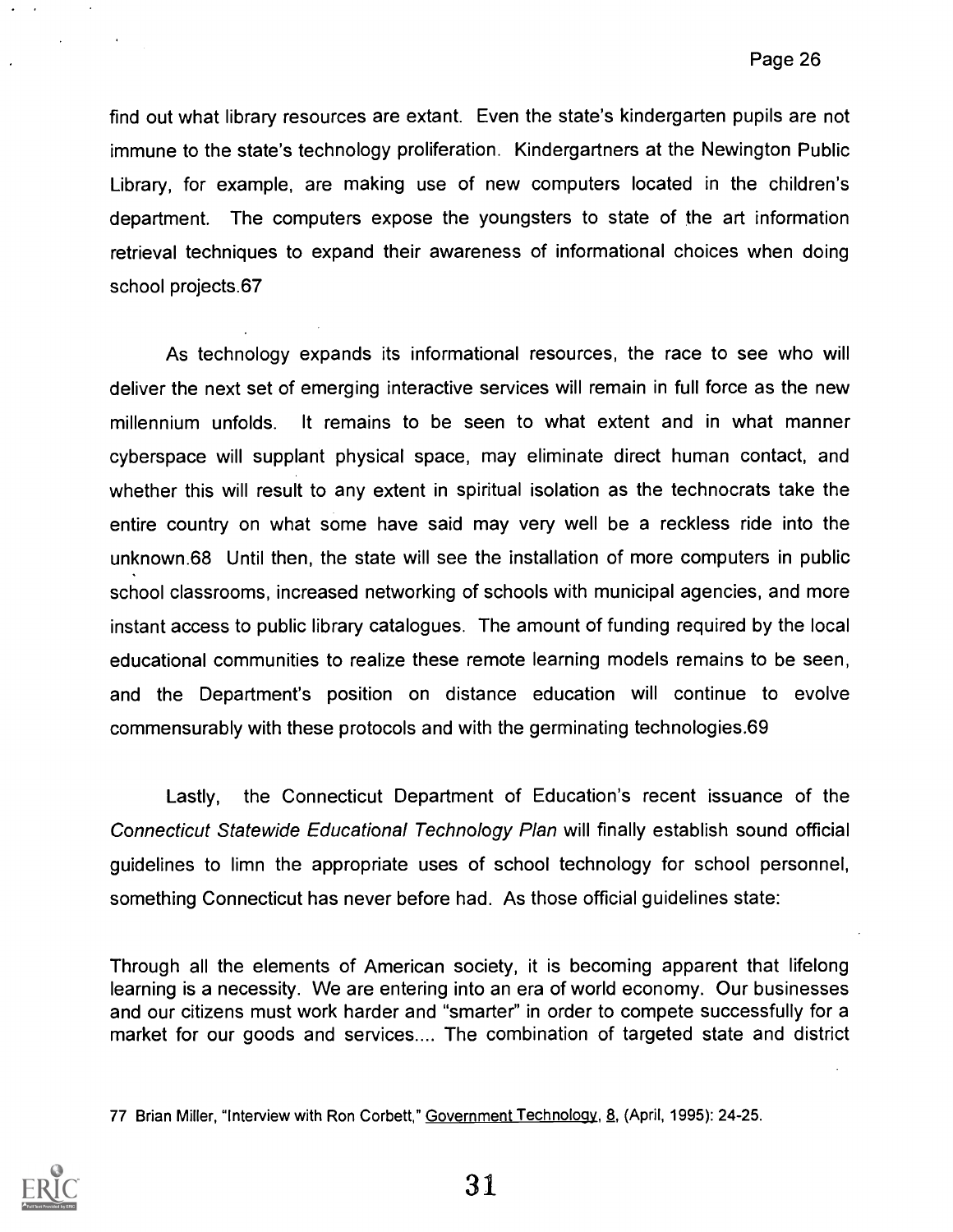find out what library resources are extant. Even the state's kindergarten pupils are not immune to the state's technology proliferation. Kindergartners at the Newington Public Library, for example, are making use of new computers located in the children's department. The computers expose the youngsters to state of the art information retrieval techniques to expand their awareness of informational choices when doing school projects.67

As technology expands its informational resources, the race to see who will deliver the next set of emerging interactive services will remain in full force as the new millennium unfolds. It remains to be seen to what extent and in what manner cyberspace will supplant physical space, may eliminate direct human contact, and whether this will result to any extent in spiritual isolation as the technocrats take the entire country on what some have said may very well be a reckless ride into the unknown.68 Until then, the state will see the installation of more computers in public school classrooms, increased networking of schools with municipal agencies, and more instant access to public library catalogues. The amount of funding required by the local educational communities to realize these remote learning models remains to be seen, and the Department's position on distance education will continue to evolve commensurably with these protocols and with the germinating technologies.69

Lastly, the Connecticut Department of Education's recent issuance of the *Connecticut Statewide Educational Technology Plan* will finally establish sound official guidelines to limn the appropriate uses of school technology for school personnel, something Connecticut has never before had. As those official guidelines state:

Through all the elements of American society, it is becoming apparent that lifelong learning is a necessity. We are entering into an era of world economy. Our businesses and our citizens must work harder and "smarter" in order to compete successfully for a market for our goods and services.... The combination of targeted state and district

77 Brian Miller, "Interview with Ron Corbett," Government Technology, 8, (April, 1995): 24-25.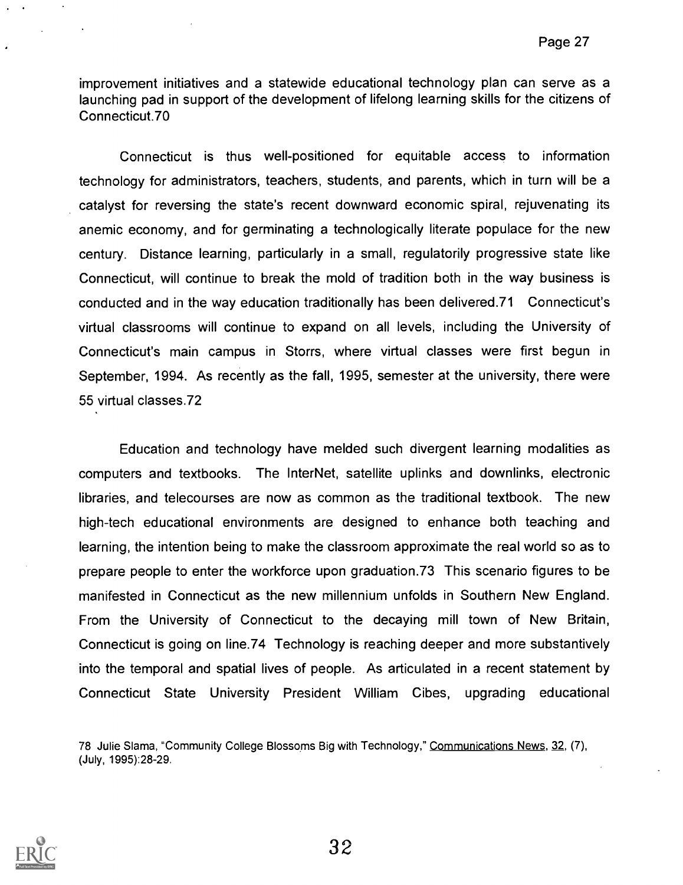improvement initiatives and a statewide educational technology plan can serve as a launching pad in support of the development of lifelong learning skills for the citizens of Connecticut.70

Connecticut is thus well-positioned for equitable access to information technology for administrators, teachers, students, and parents, which in turn will be a catalyst for reversing the state's recent downward economic spiral, rejuvenating its anemic economy, and for germinating a technologically literate populace for the new century. Distance learning, particularly in a small, regulatorily progressive state like Connecticut, will continue to break the mold of tradition both in the way business is conducted and in the way education traditionally has been delivered.71 Connecticut's virtual classrooms will continue to expand on all levels, including the University of Connecticut's main campus in Storrs, where virtual classes were first begun in September, 1994. As recently as the fall, 1995, semester at the university, there were 55 virtual classes.72

Education and technology have melded such divergent learning modalities as computers and textbooks. The InterNet, satellite uplinks and downlinks, electronic libraries, and telecourses are now as common as the traditional textbook. The new high-tech educational environments are designed to enhance both teaching and learning, the intention being to make the classroom approximate the real world so as to prepare people to enter the workforce upon graduation.73 This scenario figures to be manifested in Connecticut as the new millennium unfolds in Southern New England. From the University of Connecticut to the decaying mill town of New Britain, Connecticut is going on line.74 Technology is reaching deeper and more substantively into the temporal and spatial lives of people. As articulated in a recent statement by Connecticut State University President William Cibes, upgrading educational

78 Julie Slama, "Community College Blossoms Big with Technology," Communications News, 32, (7), (July, 1995):28-29.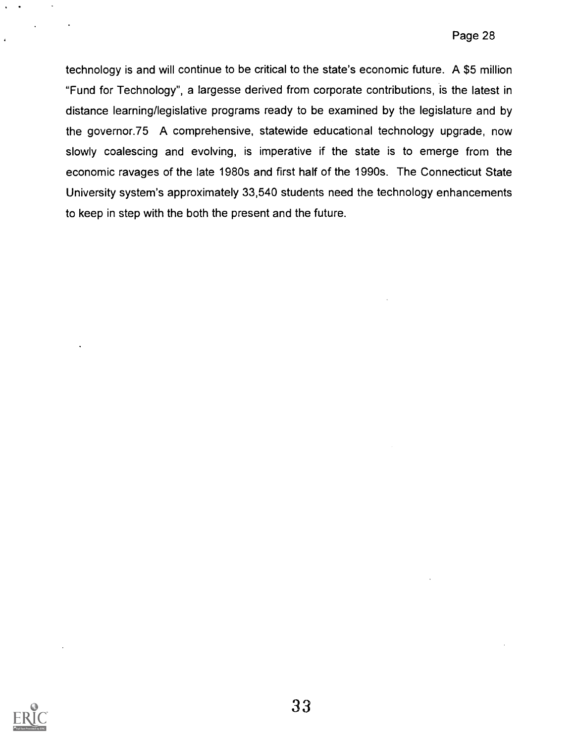technology is and will continue to be critical to the state's economic future. A $5 million "Fund for Technology", a largesse derived from corporate contributions, is the latest in distance learning/legislative programs ready to be examined by the legislature and by the governor.75 A comprehensive, statewide educational technology upgrade, now slowly coalescing and evolving, is imperative if the state is to emerge from the economic ravages of the late 1980s and first half of the 1990s. The Connecticut State University system's approximately 33,540 students need the technology enhancements to keep in step with the both the present and the future.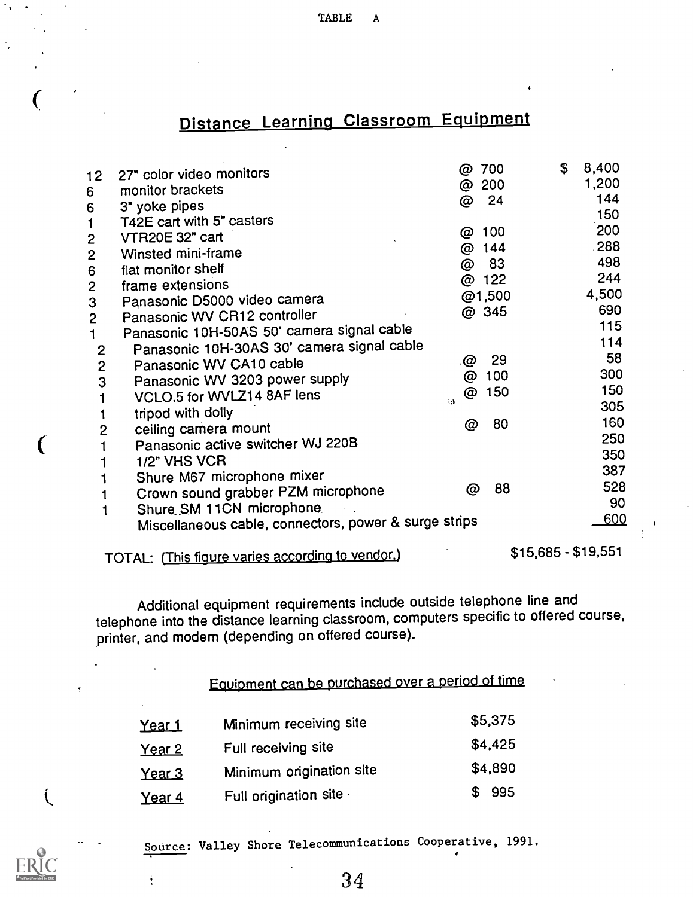TABLE A

## Distance Learning Classroom Equipment

| Qty | Item | Unit Price | Total |
|---|---|---|---|
| 12 | 27" color video monitors | @ 700 | $ 8,400 |
| 6 | monitor brackets | @ 200 | 1,200 |
| 6 | 3" yoke pipes | @ 24 | 144 |
| 1 | T42E cart with 5" casters | | 150 |
| 2 | VTR20E 32" cart | @ 100 | 200 |
| 2 | Winsted mini-frame | @ 144 | 288 |
| 6 | flat monitor shelf | @ 83 | 498 |
| 2 | frame extensions | @ 122 | 244 |
| 3 | Panasonic D5000 video camera | @1,500 | 4,500 |
| 2 | Panasonic WV CR12 controller | @ 345 | 690 |
| 1 | Panasonic 10H-50AS 50' camera signal cable | | 115 |
| 2 | Panasonic 10H-30AS 30' camera signal cable | | 114 |
| 2 | Panasonic WV CA10 cable | @ 29 | 58 |
| 3 | Panasonic WV 3203 power supply | @ 100 | 300 |
| 1 | VCLO.5 for WVLZ14 8AF lens | @ 150 | 150 |
| 1 | tripod with dolly | | 305 |
| 2 | ceiling camera mount | @ 80 | 160 |
| 1 | Panasonic active switcher WJ 220B | | 250 |
| 1 | 1/2" VHS VCR | | 350 |
| 1 | Shure M67 microphone mixer | | 387 |
| 1 | Crown sound grabber PZM microphone | @ 88 | 528 |
| 1 | Shure SM 11CN microphone | | 90 |
| | Miscellaneous cable, connectors, power & surge strips | | 600 |

TOTAL: (This figure varies according to vendor.) $15,685 - $19,551

Additional equipment requirements include outside telephone line and telephone into the distance learning classroom, computers specific to offered course, printer, and modem (depending on offered course).

### Equipment can be purchased over a period of time

| | | |
|---|---|---|
| Year 1 | Minimum receiving site | $5,375 |
| Year 2 | Full receiving site | $4,425 |
| Year 3 | Minimum origination site | $4,890 |
| Year 4 | Full origination site | $ 995 |

Source: Valley Shore Telecommunications Cooperative, 1991.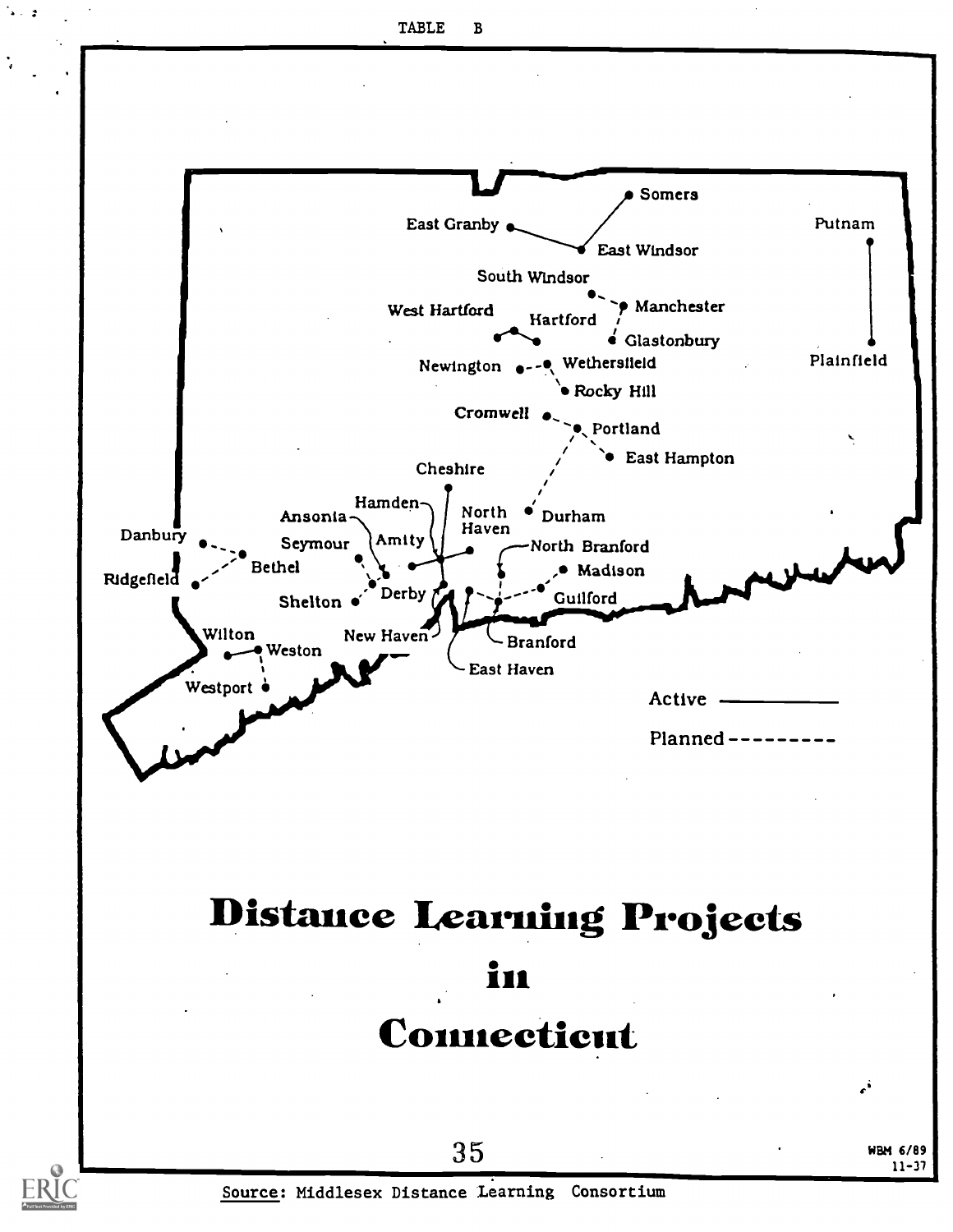TABLE B

Somers

East Granby

East Windsor

Putnam

South Windsor

West Hartford

Hartford

Manchester

Glastonbury

Newington

Wethersfield

Plainfield

Rocky Hill

Cromwell

Portland

East Hampton

Cheshire

Hamden

Ansonia

North Haven

Durham

Danbury

Seymour

Amity

North Branford

Bethel

Madison

Ridgefield

Shelton

Derby

Guilford

Wilton

Weston

New Haven

Branford

East Haven

Westport

Active ————

Planned ---------

# Distance Learning Projects in Connecticut

WBM 6/89
11-37

Source: Middlesex Distance Learning Consortium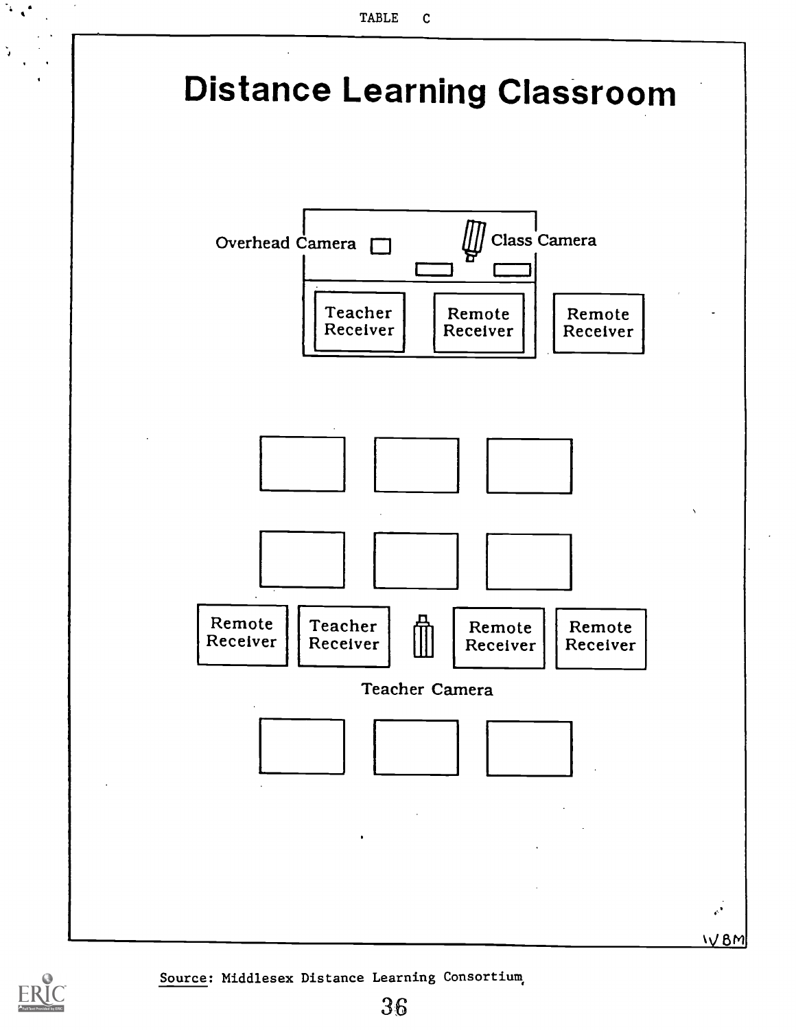TABLE C

# Distance Learning Classroom

Overhead Camera

Class Camera

Teacher Receiver

Remote Receiver

Remote Receiver

Remote Receiver

Teacher Receiver

Remote Receiver

Remote Receiver

Teacher Camera

Source: Middlesex Distance Learning Consortium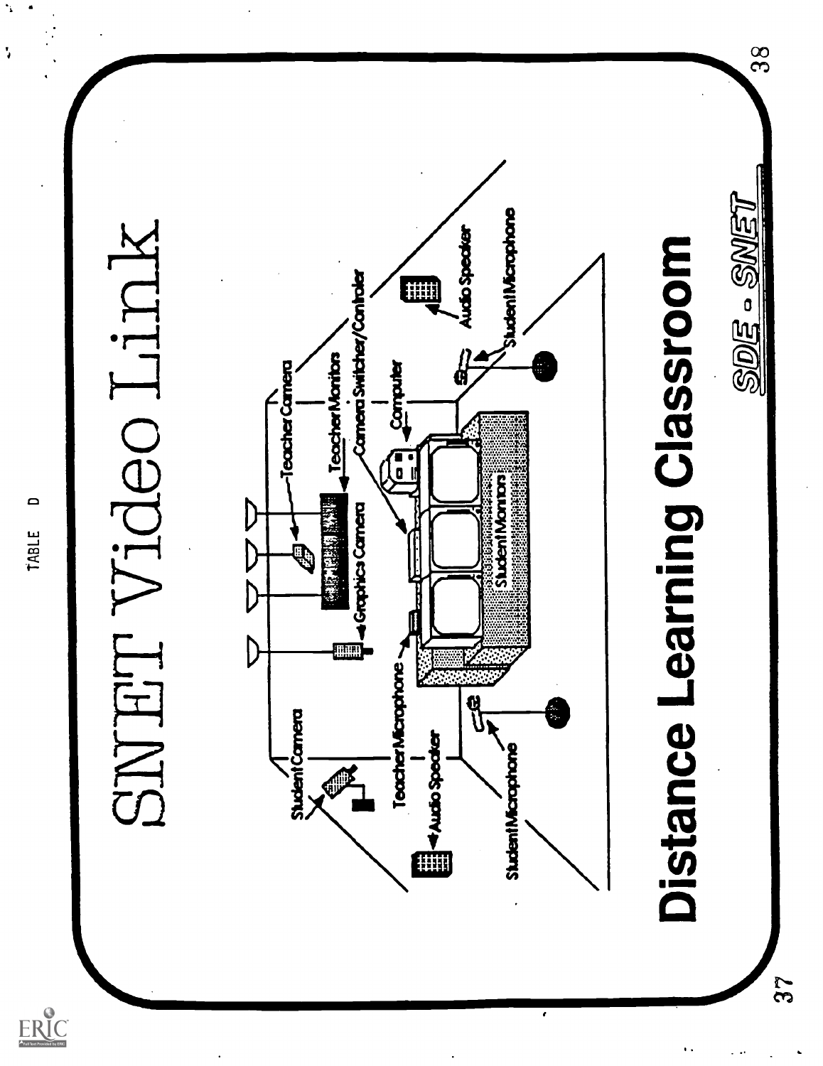TABLE D

# SNET Video Link

Student Camera

Teacher Camera

Teacher Monitors

Camera Switcher/Controler

Computer

Graphics Camera

Teacher Microphone

Audio Speaker

Student Monitors

Student Microphone

Student Microphone

Audio Speaker

# Distance Learning Classroom

SDE - SNET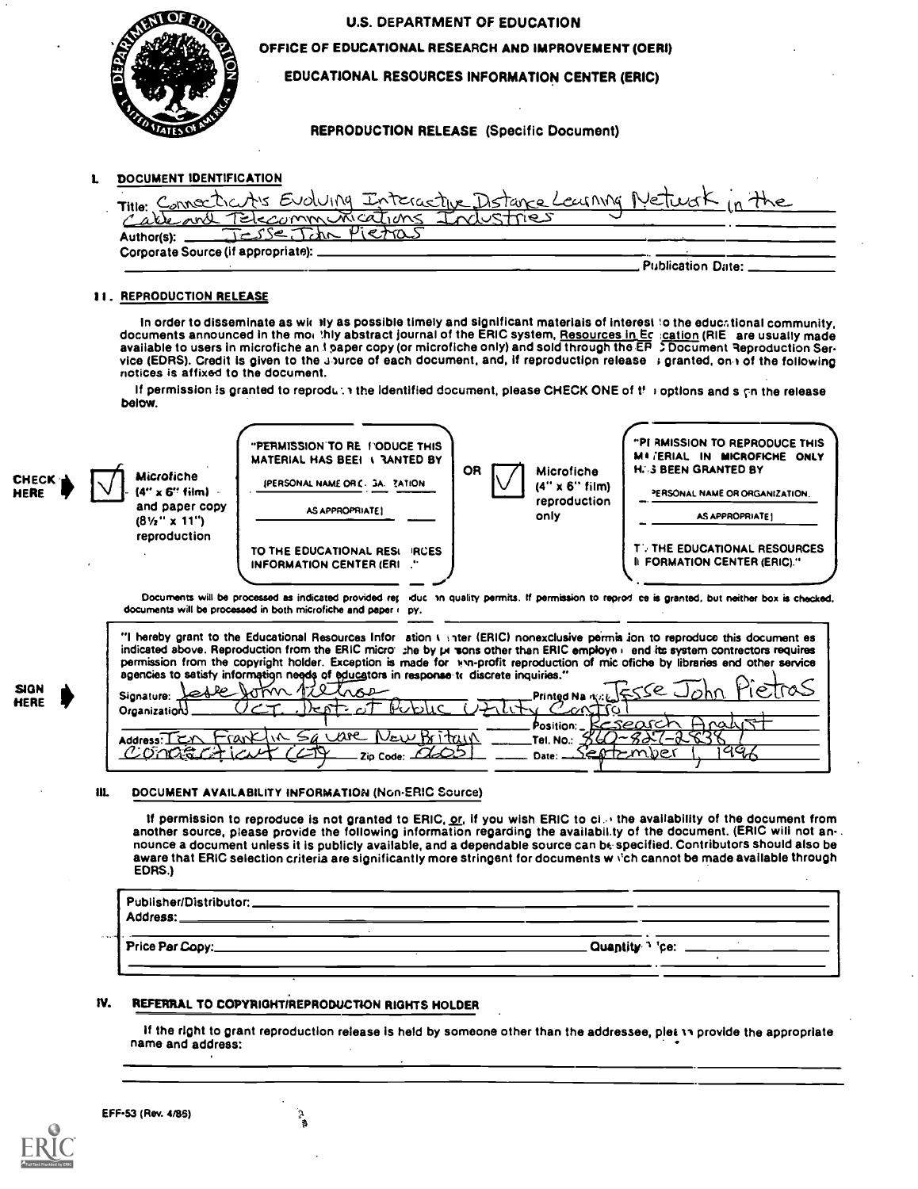U.S. DEPARTMENT OF EDUCATION

OFFICE OF EDUCATIONAL RESEARCH AND IMPROVEMENT (OERI)

EDUCATIONAL RESOURCES INFORMATION CENTER (ERIC)

REPRODUCTION RELEASE (Specific Document)

## I. DOCUMENT IDENTIFICATION

Title: Connecticut's Evolving Interactive Distance Learning Network in the Cable and Telecommunications Industries

Author(s): Jesse John Pietras

Corporate Source (if appropriate):

Publication Date:

## II. REPRODUCTION RELEASE

In order to disseminate as widely as possible timely and significant materials of interest to the educational community, documents announced in the monthly abstract journal of the ERIC system, Resources in Education (RIE) are usually made available to users in microfiche and paper copy (or microfiche only) and sold through the ERIC Document Reproduction Service (EDRS). Credit is given to the source of each document, and, if reproduction release is granted, one of the following notices is affixed to the document.

If permission is granted to reproduce the identified document, please CHECK ONE of the options and sign the release below.

CHECK HERE ☑ Microfiche (4" x 6" film) and paper copy (8½" x 11") reproduction

"PERMISSION TO REPRODUCE THIS MATERIAL HAS BEEN GRANTED BY [PERSONAL NAME OR ORGANIZATION AS APPROPRIATE] TO THE EDUCATIONAL RESOURCES INFORMATION CENTER (ERIC)."

OR ☑ Microfiche (4" x 6" film) reproduction only

"PERMISSION TO REPRODUCE THIS MATERIAL IN MICROFICHE ONLY HAS BEEN GRANTED BY [PERSONAL NAME OR ORGANIZATION AS APPROPRIATE] TO THE EDUCATIONAL RESOURCES INFORMATION CENTER (ERIC)."

Documents will be processed as indicated provided reproduction quality permits. If permission to reproduce is granted, but neither box is checked, documents will be processed in both microfiche and paper copy.

SIGN HERE

"I hereby grant to the Educational Resources Information Center (ERIC) nonexclusive permission to reproduce this document as indicated above. Reproduction from the ERIC microfiche by persons other than ERIC employees and its system contractors requires permission from the copyright holder. Exception is made for non-profit reproduction of microfiche by libraries and other service agencies to satisfy information needs of educators in response to discrete inquiries."

Signature: Jesse John Pietras

Printed Name: Jesse John Pietras

Organization: Ct. Dept. of Public Utility Control

Position: Research Analyst

Address: Ten Franklin Square New Britain Connecticut (CT)

Zip Code: 06051

Tel. No.: 860-827-2838

Date: September 1, 1996

## III. DOCUMENT AVAILABILITY INFORMATION (Non-ERIC Source)

If permission to reproduce is not granted to ERIC, or, if you wish ERIC to cite the availability of the document from another source, please provide the following information regarding the availability of the document. (ERIC will not announce a document unless it is publicly available, and a dependable source can be specified. Contributors should also be aware that ERIC selection criteria are significantly more stringent for documents which cannot be made available through EDRS.)

Publisher/Distributor:

Address:

Price Per Copy:

Quantity Price:

## IV. REFERRAL TO COPYRIGHT/REPRODUCTION RIGHTS HOLDER

If the right to grant reproduction release is held by someone other than the addressee, please provide the appropriate name and address:

EFF-53 (Rev. 4/86)